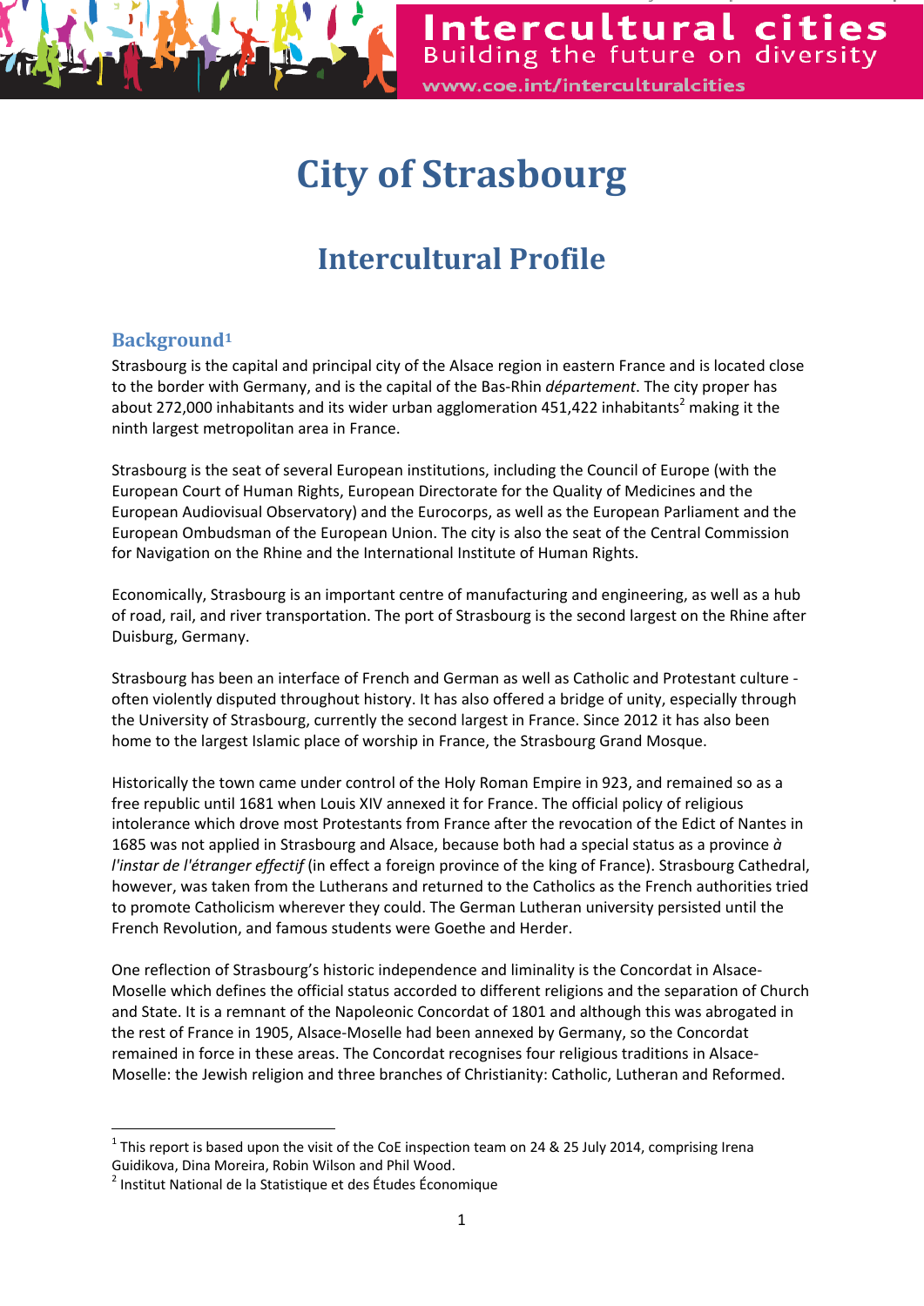# City of Strasbourg

## Intercultural Profile

### Background[1]

Strasbourg is the capital and principal city of the Alsace region in eastern France and is located close to the border with Germany, and is the capital of the Bas-Rhin *département*. The city proper has about 272,000 inhabitants and its wider urban agglomeration 451,422 inhabitants[2] making it the ninth largest metropolitan area in France.

Strasbourg is the seat of several European institutions, including the Council of Europe (with the European Court of Human Rights, European Directorate for the Quality of Medicines and the European Audiovisual Observatory) and the Eurocorps, as well as the European Parliament and the European Ombudsman of the European Union. The city is also the seat of the Central Commission for Navigation on the Rhine and the International Institute of Human Rights.

Economically, Strasbourg is an important centre of manufacturing and engineering, as well as a hub of road, rail, and river transportation. The port of Strasbourg is the second largest on the Rhine after Duisburg, Germany.

Strasbourg has been an interface of French and German as well as Catholic and Protestant culture - often violently disputed throughout history. It has also offered a bridge of unity, especially through the University of Strasbourg, currently the second largest in France. Since 2012 it has also been home to the largest Islamic place of worship in France, the Strasbourg Grand Mosque.

Historically the town came under control of the Holy Roman Empire in 923, and remained so as a free republic until 1681 when Louis XIV annexed it for France. The official policy of religious intolerance which drove most Protestants from France after the revocation of the Edict of Nantes in 1685 was not applied in Strasbourg and Alsace, because both had a special status as a province *à l'instar de l'étranger effectif* (in effect a foreign province of the king of France). Strasbourg Cathedral, however, was taken from the Lutherans and returned to the Catholics as the French authorities tried to promote Catholicism wherever they could. The German Lutheran university persisted until the French Revolution, and famous students were Goethe and Herder.

One reflection of Strasbourg's historic independence and liminality is the Concordat in Alsace-Moselle which defines the official status accorded to different religions and the separation of Church and State. It is a remnant of the Napoleonic Concordat of 1801 and although this was abrogated in the rest of France in 1905, Alsace-Moselle had been annexed by Germany, so the Concordat remained in force in these areas. The Concordat recognises four religious traditions in Alsace-Moselle: the Jewish religion and three branches of Christianity: Catholic, Lutheran and Reformed.

---

[1] This report is based upon the visit of the CoE inspection team on 24 & 25 July 2014, comprising Irena Guidikova, Dina Moreira, Robin Wilson and Phil Wood.

[2] Institut National de la Statistique et des Études Économique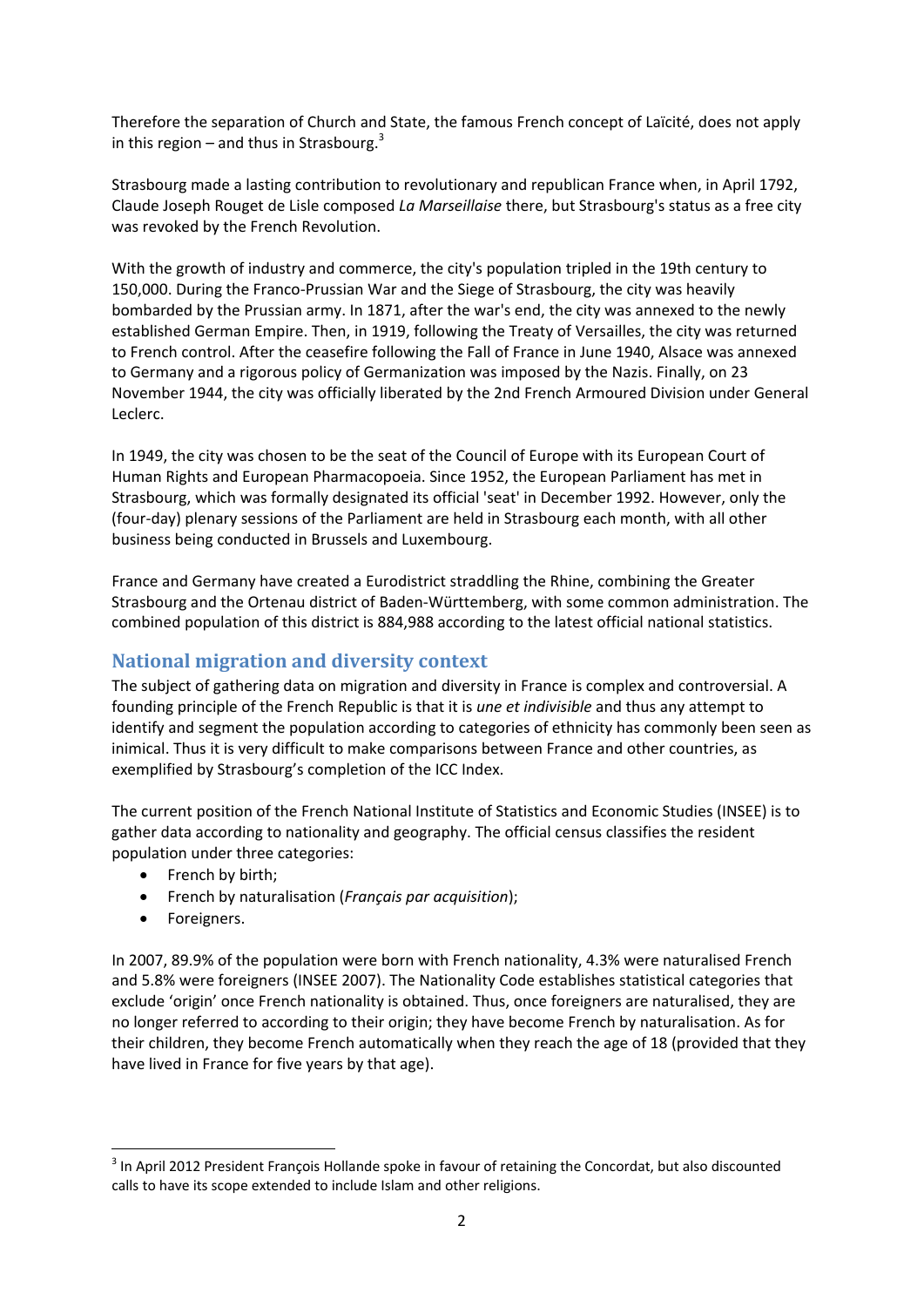Therefore the separation of Church and State, the famous French concept of Laïcité, does not apply in this region – and thus in Strasbourg.[3]

Strasbourg made a lasting contribution to revolutionary and republican France when, in April 1792, Claude Joseph Rouget de Lisle composed *La Marseillaise* there, but Strasbourg's status as a free city was revoked by the French Revolution.

With the growth of industry and commerce, the city's population tripled in the 19th century to 150,000. During the Franco-Prussian War and the Siege of Strasbourg, the city was heavily bombarded by the Prussian army. In 1871, after the war's end, the city was annexed to the newly established German Empire. Then, in 1919, following the Treaty of Versailles, the city was returned to French control. After the ceasefire following the Fall of France in June 1940, Alsace was annexed to Germany and a rigorous policy of Germanization was imposed by the Nazis. Finally, on 23 November 1944, the city was officially liberated by the 2nd French Armoured Division under General Leclerc.

In 1949, the city was chosen to be the seat of the Council of Europe with its European Court of Human Rights and European Pharmacopoeia. Since 1952, the European Parliament has met in Strasbourg, which was formally designated its official 'seat' in December 1992. However, only the (four-day) plenary sessions of the Parliament are held in Strasbourg each month, with all other business being conducted in Brussels and Luxembourg.

France and Germany have created a Eurodistrict straddling the Rhine, combining the Greater Strasbourg and the Ortenau district of Baden-Württemberg, with some common administration. The combined population of this district is 884,988 according to the latest official national statistics.

## National migration and diversity context

The subject of gathering data on migration and diversity in France is complex and controversial. A founding principle of the French Republic is that it is *une et indivisible* and thus any attempt to identify and segment the population according to categories of ethnicity has commonly been seen as inimical. Thus it is very difficult to make comparisons between France and other countries, as exemplified by Strasbourg's completion of the ICC Index.

The current position of the French National Institute of Statistics and Economic Studies (INSEE) is to gather data according to nationality and geography. The official census classifies the resident population under three categories:

- French by birth;
- French by naturalisation (*Français par acquisition*);
- Foreigners.

In 2007, 89.9% of the population were born with French nationality, 4.3% were naturalised French and 5.8% were foreigners (INSEE 2007). The Nationality Code establishes statistical categories that exclude 'origin' once French nationality is obtained. Thus, once foreigners are naturalised, they are no longer referred to according to their origin; they have become French by naturalisation. As for their children, they become French automatically when they reach the age of 18 (provided that they have lived in France for five years by that age).

[3] In April 2012 President François Hollande spoke in favour of retaining the Concordat, but also discounted calls to have its scope extended to include Islam and other religions.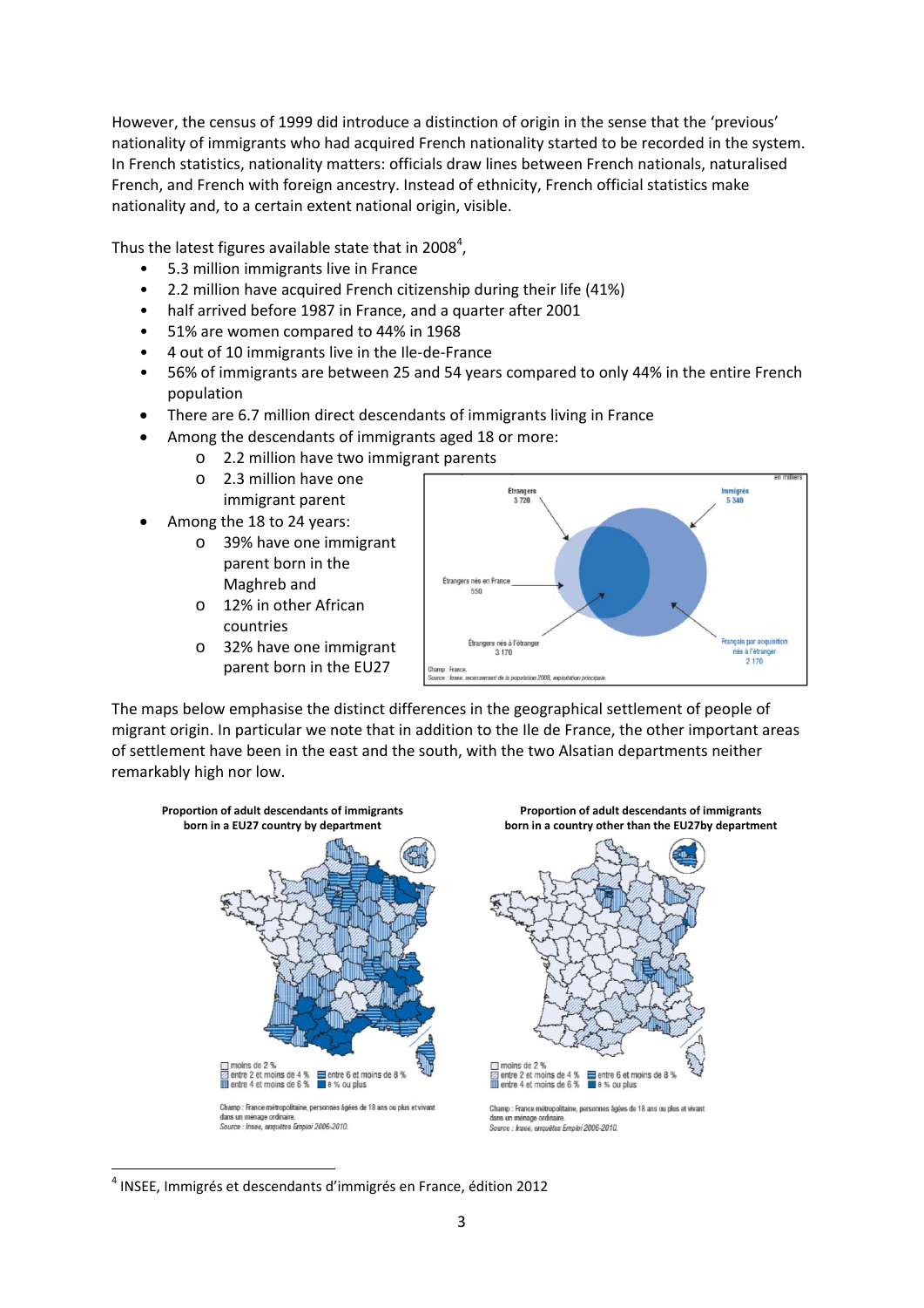However, the census of 1999 did introduce a distinction of origin in the sense that the 'previous' nationality of immigrants who had acquired French nationality started to be recorded in the system. In French statistics, nationality matters: officials draw lines between French nationals, naturalised French, and French with foreign ancestry. Instead of ethnicity, French official statistics make nationality and, to a certain extent national origin, visible.

Thus the latest figures available state that in 2008[4],

- 5.3 million immigrants live in France
- 2.2 million have acquired French citizenship during their life (41%)
- half arrived before 1987 in France, and a quarter after 2001
- 51% are women compared to 44% in 1968
- 4 out of 10 immigrants live in the Ile-de-France
- 56% of immigrants are between 25 and 54 years compared to only 44% in the entire French population
- There are 6.7 million direct descendants of immigrants living in France
- Among the descendants of immigrants aged 18 or more:
    - 2.2 million have two immigrant parents
    - 2.3 million have one immigrant parent
- Among the 18 to 24 years:
    - 39% have one immigrant parent born in the Maghreb and
    - 12% in other African countries
    - 32% have one immigrant parent born in the EU27

en milliers

Étrangers 3 720

Immigrés 5 340

Étrangers nés en France 550

Étrangers nés à l'étranger 3 170

Français par acquisition nés à l'étranger 2 170

Champ : France.
*Source : Insee, recensement de la population 2008, exploitation principale.*

The maps below emphasise the distinct differences in the geographical settlement of people of migrant origin. In particular we note that in addition to the Ile de France, the other important areas of settlement have been in the east and the south, with the two Alsatian departments neither remarkably high nor low.

**Proportion of adult descendants of immigrants born in a EU27 country by department**

moins de 2 %
entre 2 et moins de 4 %
entre 4 et moins de 6 %
entre 6 et moins de 8 %
8 % ou plus

Champ : France métropolitaine, personnes âgées de 18 ans ou plus et vivant dans un ménage ordinaire.
*Source : Insee, enquêtes Emploi 2006-2010.*

**Proportion of adult descendants of immigrants born in a country other than the EU27by department**

moins de 2 %
entre 2 et moins de 4 %
entre 4 et moins de 6 %
entre 6 et moins de 8 %
8 % ou plus

Champ : France métropolitaine, personnes âgées de 18 ans ou plus et vivant dans un ménage ordinaire.
*Source : Insee, enquêtes Emploi 2006-2010.*

[4] INSEE, Immigrés et descendants d'immigrés en France, édition 2012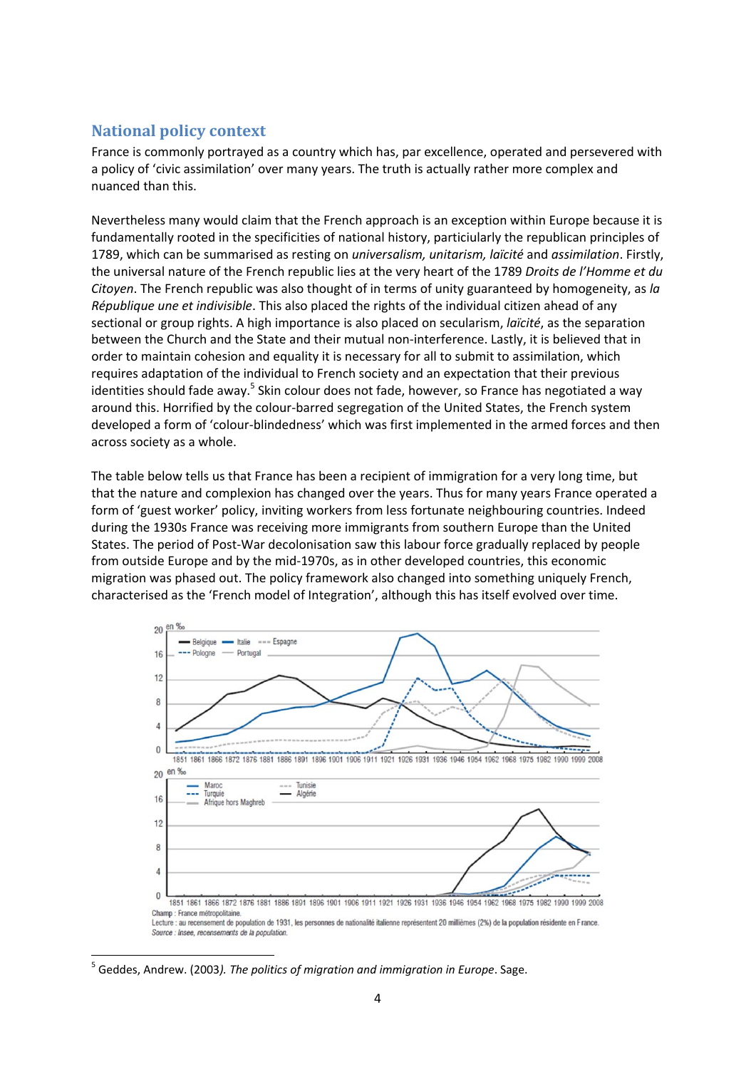## National policy context

France is commonly portrayed as a country which has, par excellence, operated and persevered with a policy of 'civic assimilation' over many years. The truth is actually rather more complex and nuanced than this.

Nevertheless many would claim that the French approach is an exception within Europe because it is fundamentally rooted in the specificities of national history, particiularly the republican principles of 1789, which can be summarised as resting on *universalism, unitarism, laïcité* and *assimilation*. Firstly, the universal nature of the French republic lies at the very heart of the 1789 *Droits de l'Homme et du Citoyen*. The French republic was also thought of in terms of unity guaranteed by homogeneity, as *la République une et indivisible*. This also placed the rights of the individual citizen ahead of any sectional or group rights. A high importance is also placed on secularism, *laïcité*, as the separation between the Church and the State and their mutual non-interference. Lastly, it is believed that in order to maintain cohesion and equality it is necessary for all to submit to assimilation, which requires adaptation of the individual to French society and an expectation that their previous identities should fade away.[5] Skin colour does not fade, however, so France has negotiated a way around this. Horrified by the colour-barred segregation of the United States, the French system developed a form of 'colour-blindedness' which was first implemented in the armed forces and then across society as a whole.

The table below tells us that France has been a recipient of immigration for a very long time, but that the nature and complexion has changed over the years. Thus for many years France operated a form of 'guest worker' policy, inviting workers from less fortunate neighbouring countries. Indeed during the 1930s France was receiving more immigrants from southern Europe than the United States. The period of Post-War decolonisation saw this labour force gradually replaced by people from outside Europe and by the mid-1970s, as in other developed countries, this economic migration was phased out. The policy framework also changed into something uniquely French, characterised as the 'French model of Integration', although this has itself evolved over time.

Champ : France métropolitaine.

Lecture : au recensement de population de 1931, les personnes de nationalité italienne représentent 20 millièmes (2%) de la population résidente en France.

*Source : Insee, recensements de la population.*

[5] Geddes, Andrew. (2003*). The politics of migration and immigration in Europe*. Sage.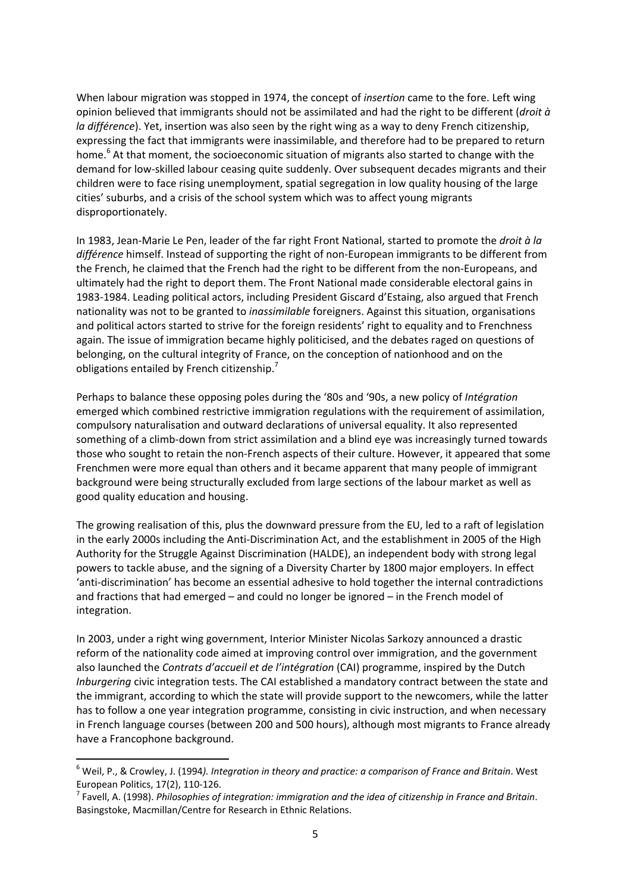When labour migration was stopped in 1974, the concept of *insertion* came to the fore. Left wing opinion believed that immigrants should not be assimilated and had the right to be different (*droit à la différence*). Yet, insertion was also seen by the right wing as a way to deny French citizenship, expressing the fact that immigrants were inassimilable, and therefore had to be prepared to return home.[6] At that moment, the socioeconomic situation of migrants also started to change with the demand for low-skilled labour ceasing quite suddenly. Over subsequent decades migrants and their children were to face rising unemployment, spatial segregation in low quality housing of the large cities' suburbs, and a crisis of the school system which was to affect young migrants disproportionately.

In 1983, Jean-Marie Le Pen, leader of the far right Front National, started to promote the *droit à la différence* himself. Instead of supporting the right of non-European immigrants to be different from the French, he claimed that the French had the right to be different from the non-Europeans, and ultimately had the right to deport them. The Front National made considerable electoral gains in 1983-1984. Leading political actors, including President Giscard d'Estaing, also argued that French nationality was not to be granted to *inassimilable* foreigners. Against this situation, organisations and political actors started to strive for the foreign residents' right to equality and to Frenchness again. The issue of immigration became highly politicised, and the debates raged on questions of belonging, on the cultural integrity of France, on the conception of nationhood and on the obligations entailed by French citizenship.[7]

Perhaps to balance these opposing poles during the '80s and '90s, a new policy of *Intégration* emerged which combined restrictive immigration regulations with the requirement of assimilation, compulsory naturalisation and outward declarations of universal equality. It also represented something of a climb-down from strict assimilation and a blind eye was increasingly turned towards those who sought to retain the non-French aspects of their culture. However, it appeared that some Frenchmen were more equal than others and it became apparent that many people of immigrant background were being structurally excluded from large sections of the labour market as well as good quality education and housing.

The growing realisation of this, plus the downward pressure from the EU, led to a raft of legislation in the early 2000s including the Anti-Discrimination Act, and the establishment in 2005 of the High Authority for the Struggle Against Discrimination (HALDE), an independent body with strong legal powers to tackle abuse, and the signing of a Diversity Charter by 1800 major employers. In effect 'anti-discrimination' has become an essential adhesive to hold together the internal contradictions and fractions that had emerged – and could no longer be ignored – in the French model of integration.

In 2003, under a right wing government, Interior Minister Nicolas Sarkozy announced a drastic reform of the nationality code aimed at improving control over immigration, and the government also launched the *Contrats d'accueil et de l'intégration* (CAI) programme, inspired by the Dutch *Inburgering* civic integration tests. The CAI established a mandatory contract between the state and the immigrant, according to which the state will provide support to the newcomers, while the latter has to follow a one year integration programme, consisting in civic instruction, and when necessary in French language courses (between 200 and 500 hours), although most migrants to France already have a Francophone background.

---

[6] Weil, P., & Crowley, J. (1994*). Integration in theory and practice: a comparison of France and Britain*. West European Politics, 17(2), 110-126.

[7] Favell, A. (1998). *Philosophies of integration: immigration and the idea of citizenship in France and Britain*. Basingstoke, Macmillan/Centre for Research in Ethnic Relations.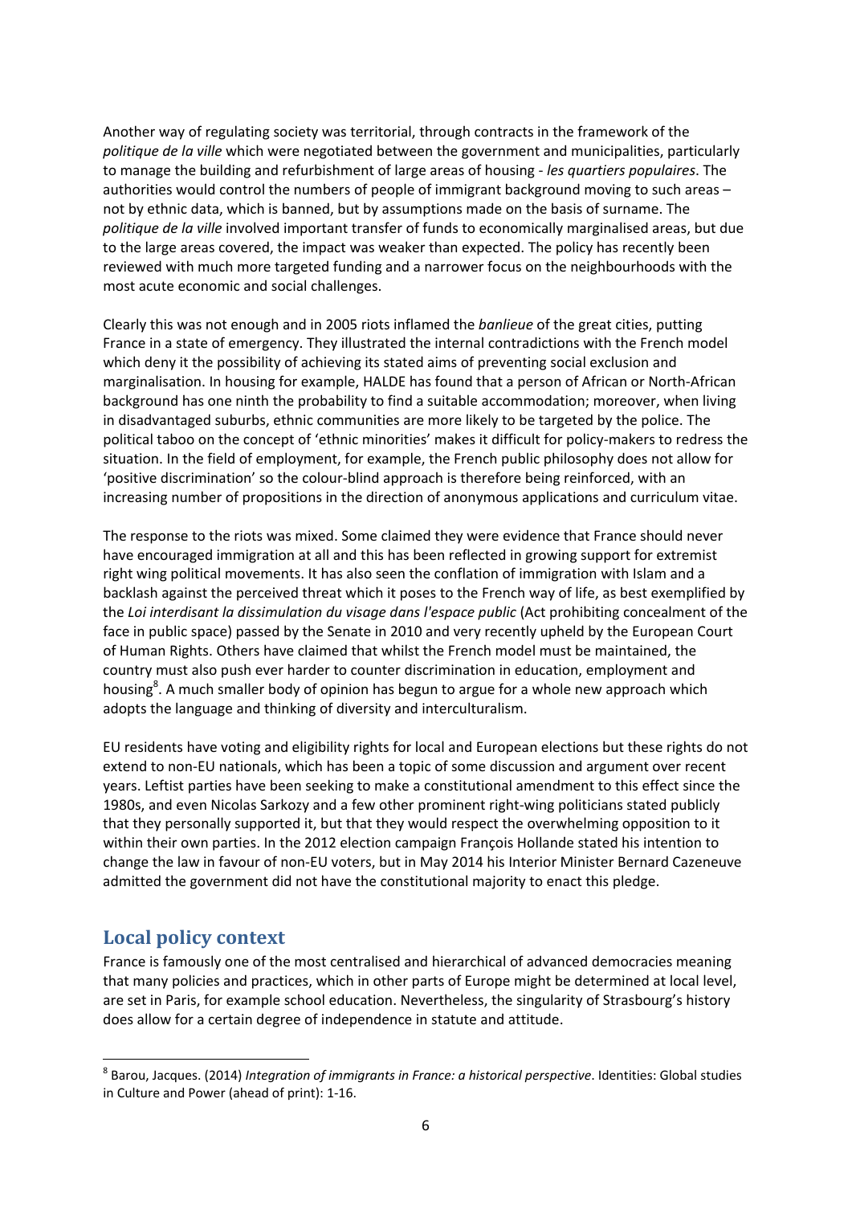Another way of regulating society was territorial, through contracts in the framework of the *politique de la ville* which were negotiated between the government and municipalities, particularly to manage the building and refurbishment of large areas of housing - *les quartiers populaires*. The authorities would control the numbers of people of immigrant background moving to such areas – not by ethnic data, which is banned, but by assumptions made on the basis of surname. The *politique de la ville* involved important transfer of funds to economically marginalised areas, but due to the large areas covered, the impact was weaker than expected. The policy has recently been reviewed with much more targeted funding and a narrower focus on the neighbourhoods with the most acute economic and social challenges.

Clearly this was not enough and in 2005 riots inflamed the *banlieue* of the great cities, putting France in a state of emergency. They illustrated the internal contradictions with the French model which deny it the possibility of achieving its stated aims of preventing social exclusion and marginalisation. In housing for example, HALDE has found that a person of African or North-African background has one ninth the probability to find a suitable accommodation; moreover, when living in disadvantaged suburbs, ethnic communities are more likely to be targeted by the police. The political taboo on the concept of 'ethnic minorities' makes it difficult for policy-makers to redress the situation. In the field of employment, for example, the French public philosophy does not allow for 'positive discrimination' so the colour-blind approach is therefore being reinforced, with an increasing number of propositions in the direction of anonymous applications and curriculum vitae.

The response to the riots was mixed. Some claimed they were evidence that France should never have encouraged immigration at all and this has been reflected in growing support for extremist right wing political movements. It has also seen the conflation of immigration with Islam and a backlash against the perceived threat which it poses to the French way of life, as best exemplified by the *Loi interdisant la dissimulation du visage dans l'espace public* (Act prohibiting concealment of the face in public space) passed by the Senate in 2010 and very recently upheld by the European Court of Human Rights. Others have claimed that whilst the French model must be maintained, the country must also push ever harder to counter discrimination in education, employment and housing[8]. A much smaller body of opinion has begun to argue for a whole new approach which adopts the language and thinking of diversity and interculturalism.

EU residents have voting and eligibility rights for local and European elections but these rights do not extend to non-EU nationals, which has been a topic of some discussion and argument over recent years. Leftist parties have been seeking to make a constitutional amendment to this effect since the 1980s, and even Nicolas Sarkozy and a few other prominent right-wing politicians stated publicly that they personally supported it, but that they would respect the overwhelming opposition to it within their own parties. In the 2012 election campaign François Hollande stated his intention to change the law in favour of non-EU voters, but in May 2014 his Interior Minister Bernard Cazeneuve admitted the government did not have the constitutional majority to enact this pledge.

## Local policy context

France is famously one of the most centralised and hierarchical of advanced democracies meaning that many policies and practices, which in other parts of Europe might be determined at local level, are set in Paris, for example school education. Nevertheless, the singularity of Strasbourg's history does allow for a certain degree of independence in statute and attitude.

---

[8] Barou, Jacques. (2014) *Integration of immigrants in France: a historical perspective*. Identities: Global studies in Culture and Power (ahead of print): 1-16.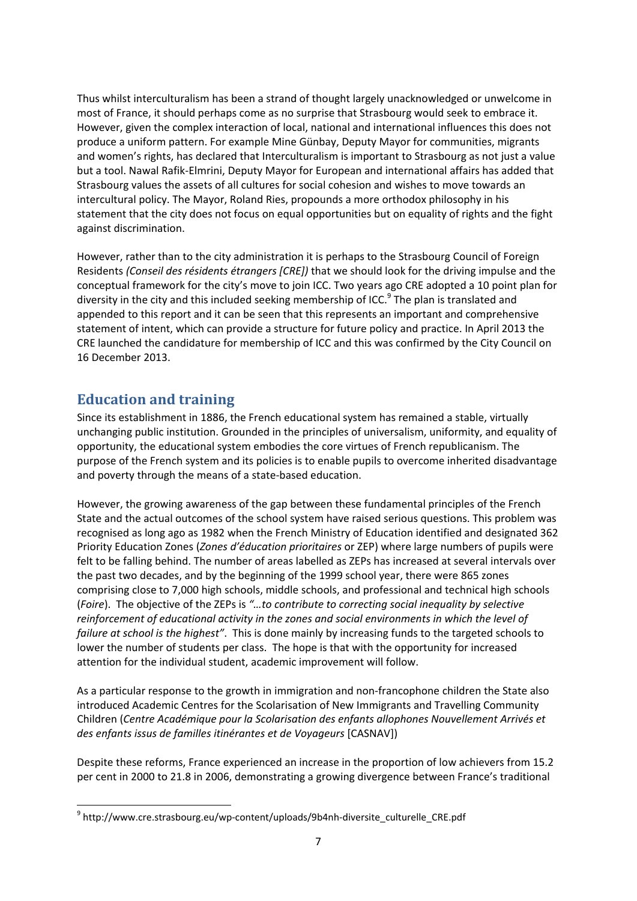Thus whilst interculturalism has been a strand of thought largely unacknowledged or unwelcome in most of France, it should perhaps come as no surprise that Strasbourg would seek to embrace it. However, given the complex interaction of local, national and international influences this does not produce a uniform pattern. For example Mine Günbay, Deputy Mayor for communities, migrants and women's rights, has declared that Interculturalism is important to Strasbourg as not just a value but a tool. Nawal Rafik-Elmrini, Deputy Mayor for European and international affairs has added that Strasbourg values the assets of all cultures for social cohesion and wishes to move towards an intercultural policy. The Mayor, Roland Ries, propounds a more orthodox philosophy in his statement that the city does not focus on equal opportunities but on equality of rights and the fight against discrimination.

However, rather than to the city administration it is perhaps to the Strasbourg Council of Foreign Residents *(Conseil des résidents étrangers [CRE])* that we should look for the driving impulse and the conceptual framework for the city's move to join ICC. Two years ago CRE adopted a 10 point plan for diversity in the city and this included seeking membership of ICC.[9] The plan is translated and appended to this report and it can be seen that this represents an important and comprehensive statement of intent, which can provide a structure for future policy and practice. In April 2013 the CRE launched the candidature for membership of ICC and this was confirmed by the City Council on 16 December 2013.

## Education and training

Since its establishment in 1886, the French educational system has remained a stable, virtually unchanging public institution. Grounded in the principles of universalism, uniformity, and equality of opportunity, the educational system embodies the core virtues of French republicanism. The purpose of the French system and its policies is to enable pupils to overcome inherited disadvantage and poverty through the means of a state-based education.

However, the growing awareness of the gap between these fundamental principles of the French State and the actual outcomes of the school system have raised serious questions. This problem was recognised as long ago as 1982 when the French Ministry of Education identified and designated 362 Priority Education Zones (*Zones d'éducation prioritaires* or ZEP) where large numbers of pupils were felt to be falling behind. The number of areas labelled as ZEPs has increased at several intervals over the past two decades, and by the beginning of the 1999 school year, there were 865 zones comprising close to 7,000 high schools, middle schools, and professional and technical high schools (*Foire*). The objective of the ZEPs is *"…to contribute to correcting social inequality by selective reinforcement of educational activity in the zones and social environments in which the level of failure at school is the highest"*. This is done mainly by increasing funds to the targeted schools to lower the number of students per class. The hope is that with the opportunity for increased attention for the individual student, academic improvement will follow.

As a particular response to the growth in immigration and non-francophone children the State also introduced Academic Centres for the Scolarisation of New Immigrants and Travelling Community Children (*Centre Académique pour la Scolarisation des enfants allophones Nouvellement Arrivés et des enfants issus de familles itinérantes et de Voyageurs* [CASNAV])

Despite these reforms, France experienced an increase in the proportion of low achievers from 15.2 per cent in 2000 to 21.8 in 2006, demonstrating a growing divergence between France's traditional

---

[9] http://www.cre.strasbourg.eu/wp-content/uploads/9b4nh-diversite_culturelle_CRE.pdf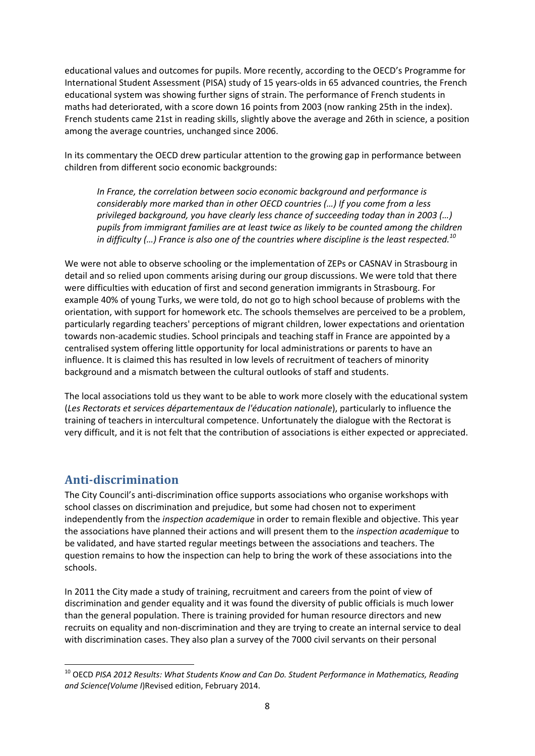educational values and outcomes for pupils. More recently, according to the OECD's Programme for International Student Assessment (PISA) study of 15 years-olds in 65 advanced countries, the French educational system was showing further signs of strain. The performance of French students in maths had deteriorated, with a score down 16 points from 2003 (now ranking 25th in the index). French students came 21st in reading skills, slightly above the average and 26th in science, a position among the average countries, unchanged since 2006.

In its commentary the OECD drew particular attention to the growing gap in performance between children from different socio economic backgrounds:

> *In France, the correlation between socio economic background and performance is considerably more marked than in other OECD countries (…) If you come from a less privileged background, you have clearly less chance of succeeding today than in 2003 (…) pupils from immigrant families are at least twice as likely to be counted among the children in difficulty (…) France is also one of the countries where discipline is the least respected.*[10]

We were not able to observe schooling or the implementation of ZEPs or CASNAV in Strasbourg in detail and so relied upon comments arising during our group discussions. We were told that there were difficulties with education of first and second generation immigrants in Strasbourg. For example 40% of young Turks, we were told, do not go to high school because of problems with the orientation, with support for homework etc. The schools themselves are perceived to be a problem, particularly regarding teachers' perceptions of migrant children, lower expectations and orientation towards non-academic studies. School principals and teaching staff in France are appointed by a centralised system offering little opportunity for local administrations or parents to have an influence. It is claimed this has resulted in low levels of recruitment of teachers of minority background and a mismatch between the cultural outlooks of staff and students.

The local associations told us they want to be able to work more closely with the educational system (*Les Rectorats et services départementaux de l'éducation nationale*), particularly to influence the training of teachers in intercultural competence. Unfortunately the dialogue with the Rectorat is very difficult, and it is not felt that the contribution of associations is either expected or appreciated.

## Anti-discrimination

The City Council's anti-discrimination office supports associations who organise workshops with school classes on discrimination and prejudice, but some had chosen not to experiment independently from the *inspection academique* in order to remain flexible and objective. This year the associations have planned their actions and will present them to the *inspection academique* to be validated, and have started regular meetings between the associations and teachers. The question remains to how the inspection can help to bring the work of these associations into the schools.

In 2011 the City made a study of training, recruitment and careers from the point of view of discrimination and gender equality and it was found the diversity of public officials is much lower than the general population. There is training provided for human resource directors and new recruits on equality and non-discrimination and they are trying to create an internal service to deal with discrimination cases. They also plan a survey of the 7000 civil servants on their personal

---

[10] OECD *PISA 2012 Results: What Students Know and Can Do. Student Performance in Mathematics, Reading and Science(Volume I)*Revised edition, February 2014.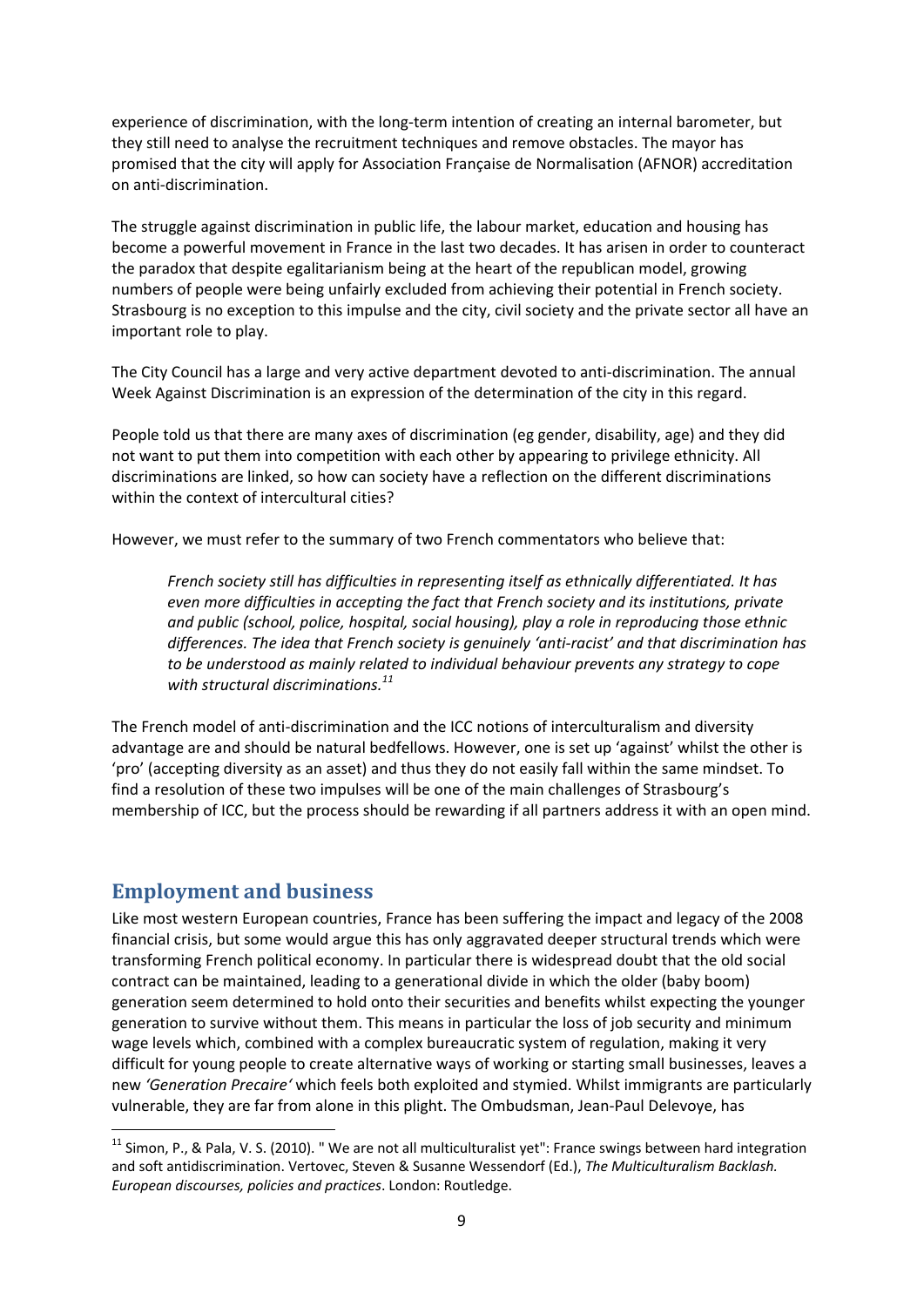experience of discrimination, with the long-term intention of creating an internal barometer, but they still need to analyse the recruitment techniques and remove obstacles. The mayor has promised that the city will apply for Association Française de Normalisation (AFNOR) accreditation on anti-discrimination.

The struggle against discrimination in public life, the labour market, education and housing has become a powerful movement in France in the last two decades. It has arisen in order to counteract the paradox that despite egalitarianism being at the heart of the republican model, growing numbers of people were being unfairly excluded from achieving their potential in French society. Strasbourg is no exception to this impulse and the city, civil society and the private sector all have an important role to play.

The City Council has a large and very active department devoted to anti-discrimination. The annual Week Against Discrimination is an expression of the determination of the city in this regard.

People told us that there are many axes of discrimination (eg gender, disability, age) and they did not want to put them into competition with each other by appearing to privilege ethnicity. All discriminations are linked, so how can society have a reflection on the different discriminations within the context of intercultural cities?

However, we must refer to the summary of two French commentators who believe that:

> *French society still has difficulties in representing itself as ethnically differentiated. It has even more difficulties in accepting the fact that French society and its institutions, private and public (school, police, hospital, social housing), play a role in reproducing those ethnic differences. The idea that French society is genuinely 'anti-racist' and that discrimination has to be understood as mainly related to individual behaviour prevents any strategy to cope with structural discriminations.*[11]

The French model of anti-discrimination and the ICC notions of interculturalism and diversity advantage are and should be natural bedfellows. However, one is set up 'against' whilst the other is 'pro' (accepting diversity as an asset) and thus they do not easily fall within the same mindset. To find a resolution of these two impulses will be one of the main challenges of Strasbourg's membership of ICC, but the process should be rewarding if all partners address it with an open mind.

## Employment and business

Like most western European countries, France has been suffering the impact and legacy of the 2008 financial crisis, but some would argue this has only aggravated deeper structural trends which were transforming French political economy. In particular there is widespread doubt that the old social contract can be maintained, leading to a generational divide in which the older (baby boom) generation seem determined to hold onto their securities and benefits whilst expecting the younger generation to survive without them. This means in particular the loss of job security and minimum wage levels which, combined with a complex bureaucratic system of regulation, making it very difficult for young people to create alternative ways of working or starting small businesses, leaves a new *'Generation Precaire'* which feels both exploited and stymied. Whilst immigrants are particularly vulnerable, they are far from alone in this plight. The Ombudsman, Jean-Paul Delevoye, has

---

[11] Simon, P., & Pala, V. S. (2010). " We are not all multiculturalist yet": France swings between hard integration and soft antidiscrimination. Vertovec, Steven & Susanne Wessendorf (Ed.), *The Multiculturalism Backlash. European discourses, policies and practices*. London: Routledge.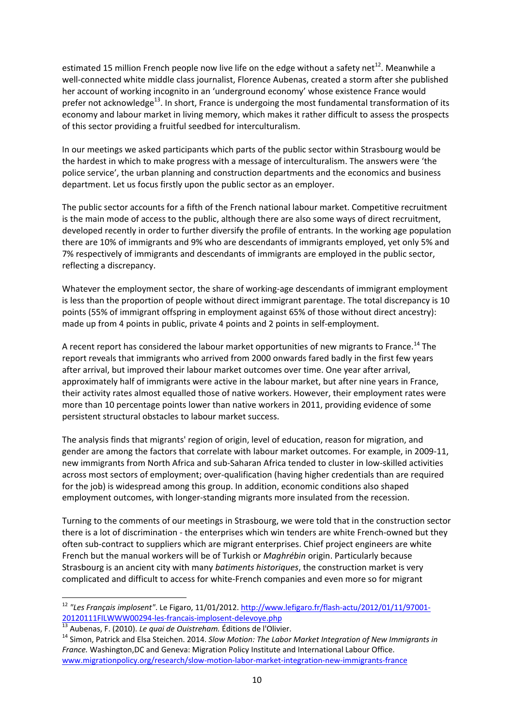estimated 15 million French people now live life on the edge without a safety net[12]. Meanwhile a well-connected white middle class journalist, Florence Aubenas, created a storm after she published her account of working incognito in an 'underground economy' whose existence France would prefer not acknowledge[13]. In short, France is undergoing the most fundamental transformation of its economy and labour market in living memory, which makes it rather difficult to assess the prospects of this sector providing a fruitful seedbed for interculturalism.

In our meetings we asked participants which parts of the public sector within Strasbourg would be the hardest in which to make progress with a message of interculturalism. The answers were 'the police service', the urban planning and construction departments and the economics and business department. Let us focus firstly upon the public sector as an employer.

The public sector accounts for a fifth of the French national labour market. Competitive recruitment is the main mode of access to the public, although there are also some ways of direct recruitment, developed recently in order to further diversify the profile of entrants. In the working age population there are 10% of immigrants and 9% who are descendants of immigrants employed, yet only 5% and 7% respectively of immigrants and descendants of immigrants are employed in the public sector, reflecting a discrepancy.

Whatever the employment sector, the share of working-age descendants of immigrant employment is less than the proportion of people without direct immigrant parentage. The total discrepancy is 10 points (55% of immigrant offspring in employment against 65% of those without direct ancestry): made up from 4 points in public, private 4 points and 2 points in self-employment.

A recent report has considered the labour market opportunities of new migrants to France.[14] The report reveals that immigrants who arrived from 2000 onwards fared badly in the first few years after arrival, but improved their labour market outcomes over time. One year after arrival, approximately half of immigrants were active in the labour market, but after nine years in France, their activity rates almost equalled those of native workers. However, their employment rates were more than 10 percentage points lower than native workers in 2011, providing evidence of some persistent structural obstacles to labour market success.

The analysis finds that migrants' region of origin, level of education, reason for migration, and gender are among the factors that correlate with labour market outcomes. For example, in 2009-11, new immigrants from North Africa and sub-Saharan Africa tended to cluster in low-skilled activities across most sectors of employment; over-qualification (having higher credentials than are required for the job) is widespread among this group. In addition, economic conditions also shaped employment outcomes, with longer-standing migrants more insulated from the recession.

Turning to the comments of our meetings in Strasbourg, we were told that in the construction sector there is a lot of discrimination - the enterprises which win tenders are white French-owned but they often sub-contract to suppliers which are migrant enterprises. Chief project engineers are white French but the manual workers will be of Turkish or *Maghrébin* origin. Particularly because Strasbourg is an ancient city with many *batiments historiques*, the construction market is very complicated and difficult to access for white-French companies and even more so for migrant

---

[12] *"Les Français implosent"*. Le Figaro, 11/01/2012. http://www.lefigaro.fr/flash-actu/2012/01/11/97001-20120111FILWWW00294-les-francais-implosent-delevoye.php

[13] Aubenas, F. (2010). *Le quai de Ouistreham.* Éditions de l'Olivier.

[14] Simon, Patrick and Elsa Steichen. 2014. *Slow Motion: The Labor Market Integration of New Immigrants in France.* Washington,DC and Geneva: Migration Policy Institute and International Labour Office. www.migrationpolicy.org/research/slow-motion-labor-market-integration-new-immigrants-france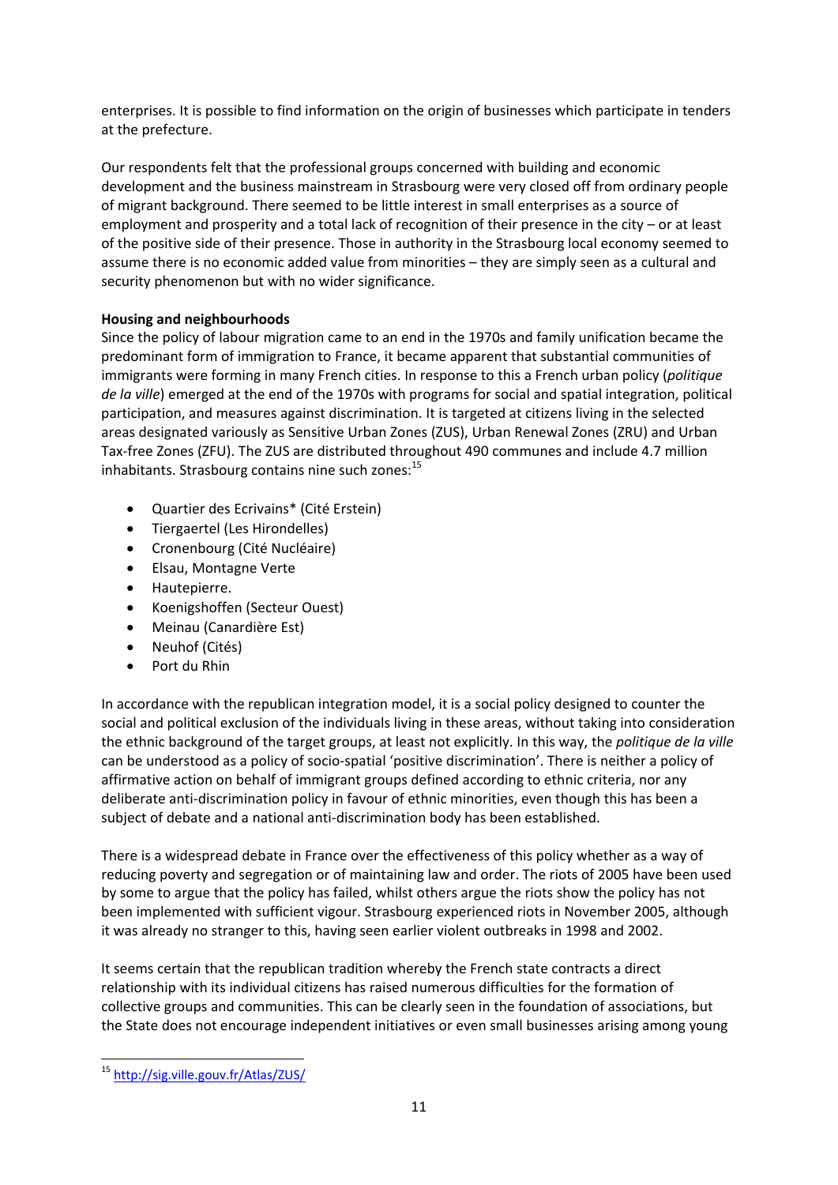enterprises. It is possible to find information on the origin of businesses which participate in tenders at the prefecture.

Our respondents felt that the professional groups concerned with building and economic development and the business mainstream in Strasbourg were very closed off from ordinary people of migrant background. There seemed to be little interest in small enterprises as a source of employment and prosperity and a total lack of recognition of their presence in the city – or at least of the positive side of their presence. Those in authority in the Strasbourg local economy seemed to assume there is no economic added value from minorities – they are simply seen as a cultural and security phenomenon but with no wider significance.

**Housing and neighbourhoods**

Since the policy of labour migration came to an end in the 1970s and family unification became the predominant form of immigration to France, it became apparent that substantial communities of immigrants were forming in many French cities. In response to this a French urban policy (*politique de la ville*) emerged at the end of the 1970s with programs for social and spatial integration, political participation, and measures against discrimination. It is targeted at citizens living in the selected areas designated variously as Sensitive Urban Zones (ZUS), Urban Renewal Zones (ZRU) and Urban Tax-free Zones (ZFU). The ZUS are distributed throughout 490 communes and include 4.7 million inhabitants. Strasbourg contains nine such zones:[15]

- Quartier des Ecrivains* (Cité Erstein)
- Tiergaertel (Les Hirondelles)
- Cronenbourg (Cité Nucléaire)
- Elsau, Montagne Verte
- Hautepierre.
- Koenigshoffen (Secteur Ouest)
- Meinau (Canardière Est)
- Neuhof (Cités)
- Port du Rhin

In accordance with the republican integration model, it is a social policy designed to counter the social and political exclusion of the individuals living in these areas, without taking into consideration the ethnic background of the target groups, at least not explicitly. In this way, the *politique de la ville* can be understood as a policy of socio-spatial 'positive discrimination'. There is neither a policy of affirmative action on behalf of immigrant groups defined according to ethnic criteria, nor any deliberate anti-discrimination policy in favour of ethnic minorities, even though this has been a subject of debate and a national anti-discrimination body has been established.

There is a widespread debate in France over the effectiveness of this policy whether as a way of reducing poverty and segregation or of maintaining law and order. The riots of 2005 have been used by some to argue that the policy has failed, whilst others argue the riots show the policy has not been implemented with sufficient vigour. Strasbourg experienced riots in November 2005, although it was already no stranger to this, having seen earlier violent outbreaks in 1998 and 2002.

It seems certain that the republican tradition whereby the French state contracts a direct relationship with its individual citizens has raised numerous difficulties for the formation of collective groups and communities. This can be clearly seen in the foundation of associations, but the State does not encourage independent initiatives or even small businesses arising among young

[15] http://sig.ville.gouv.fr/Atlas/ZUS/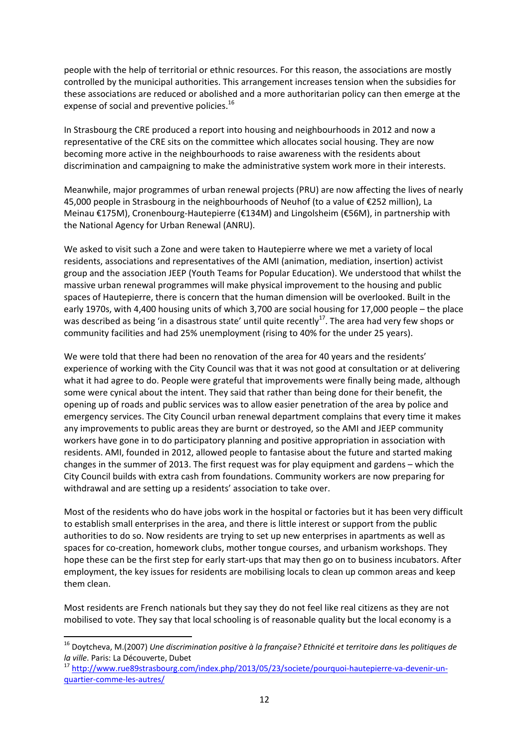people with the help of territorial or ethnic resources. For this reason, the associations are mostly controlled by the municipal authorities. This arrangement increases tension when the subsidies for these associations are reduced or abolished and a more authoritarian policy can then emerge at the expense of social and preventive policies.[16]

In Strasbourg the CRE produced a report into housing and neighbourhoods in 2012 and now a representative of the CRE sits on the committee which allocates social housing. They are now becoming more active in the neighbourhoods to raise awareness with the residents about discrimination and campaigning to make the administrative system work more in their interests.

Meanwhile, major programmes of urban renewal projects (PRU) are now affecting the lives of nearly 45,000 people in Strasbourg in the neighbourhoods of Neuhof (to a value of €252 million), La Meinau €175M), Cronenbourg-Hautepierre (€134M) and Lingolsheim (€56M), in partnership with the National Agency for Urban Renewal (ANRU).

We asked to visit such a Zone and were taken to Hautepierre where we met a variety of local residents, associations and representatives of the AMI (animation, mediation, insertion) activist group and the association JEEP (Youth Teams for Popular Education). We understood that whilst the massive urban renewal programmes will make physical improvement to the housing and public spaces of Hautepierre, there is concern that the human dimension will be overlooked. Built in the early 1970s, with 4,400 housing units of which 3,700 are social housing for 17,000 people – the place was described as being 'in a disastrous state' until quite recently[17]. The area had very few shops or community facilities and had 25% unemployment (rising to 40% for the under 25 years).

We were told that there had been no renovation of the area for 40 years and the residents' experience of working with the City Council was that it was not good at consultation or at delivering what it had agree to do. People were grateful that improvements were finally being made, although some were cynical about the intent. They said that rather than being done for their benefit, the opening up of roads and public services was to allow easier penetration of the area by police and emergency services. The City Council urban renewal department complains that every time it makes any improvements to public areas they are burnt or destroyed, so the AMI and JEEP community workers have gone in to do participatory planning and positive appropriation in association with residents. AMI, founded in 2012, allowed people to fantasise about the future and started making changes in the summer of 2013. The first request was for play equipment and gardens – which the City Council builds with extra cash from foundations. Community workers are now preparing for withdrawal and are setting up a residents' association to take over.

Most of the residents who do have jobs work in the hospital or factories but it has been very difficult to establish small enterprises in the area, and there is little interest or support from the public authorities to do so. Now residents are trying to set up new enterprises in apartments as well as spaces for co-creation, homework clubs, mother tongue courses, and urbanism workshops. They hope these can be the first step for early start-ups that may then go on to business incubators. After employment, the key issues for residents are mobilising locals to clean up common areas and keep them clean.

Most residents are French nationals but they say they do not feel like real citizens as they are not mobilised to vote. They say that local schooling is of reasonable quality but the local economy is a

---

[16] Doytcheva, M.(2007) *Une discrimination positive à la française? Ethnicité et territoire dans les politiques de la ville*. Paris: La Découverte, Dubet

[17] http://www.rue89strasbourg.com/index.php/2013/05/23/societe/pourquoi-hautepierre-va-devenir-un-quartier-comme-les-autres/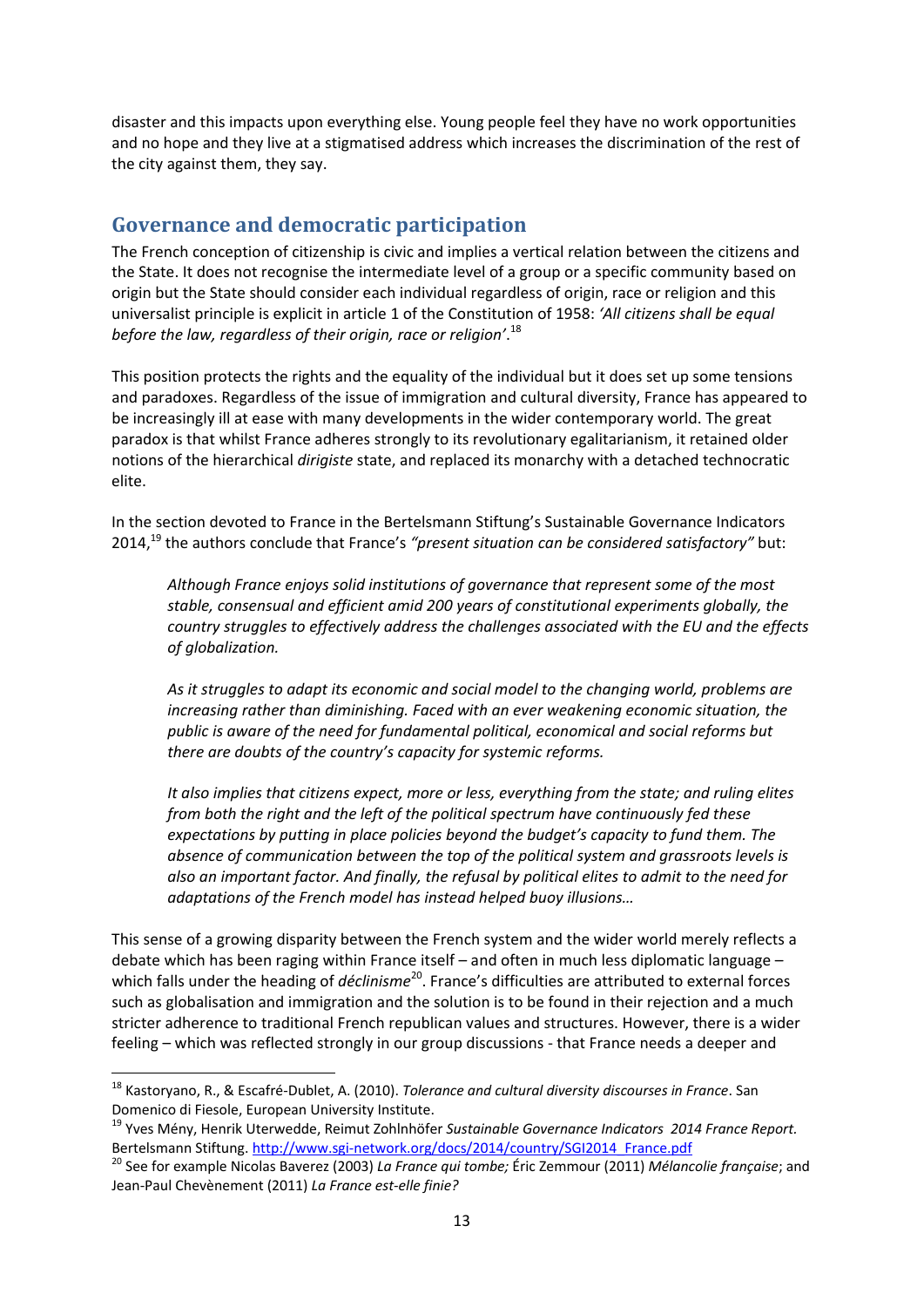disaster and this impacts upon everything else. Young people feel they have no work opportunities and no hope and they live at a stigmatised address which increases the discrimination of the rest of the city against them, they say.

## Governance and democratic participation

The French conception of citizenship is civic and implies a vertical relation between the citizens and the State. It does not recognise the intermediate level of a group or a specific community based on origin but the State should consider each individual regardless of origin, race or religion and this universalist principle is explicit in article 1 of the Constitution of 1958: *'All citizens shall be equal before the law, regardless of their origin, race or religion'*.[18]

This position protects the rights and the equality of the individual but it does set up some tensions and paradoxes. Regardless of the issue of immigration and cultural diversity, France has appeared to be increasingly ill at ease with many developments in the wider contemporary world. The great paradox is that whilst France adheres strongly to its revolutionary egalitarianism, it retained older notions of the hierarchical *dirigiste* state, and replaced its monarchy with a detached technocratic elite.

In the section devoted to France in the Bertelsmann Stiftung's Sustainable Governance Indicators 2014,[19] the authors conclude that France's *"present situation can be considered satisfactory"* but:

> *Although France enjoys solid institutions of governance that represent some of the most stable, consensual and efficient amid 200 years of constitutional experiments globally, the country struggles to effectively address the challenges associated with the EU and the effects of globalization.*
>
> *As it struggles to adapt its economic and social model to the changing world, problems are increasing rather than diminishing. Faced with an ever weakening economic situation, the public is aware of the need for fundamental political, economical and social reforms but there are doubts of the country's capacity for systemic reforms.*
>
> *It also implies that citizens expect, more or less, everything from the state; and ruling elites from both the right and the left of the political spectrum have continuously fed these expectations by putting in place policies beyond the budget's capacity to fund them. The absence of communication between the top of the political system and grassroots levels is also an important factor. And finally, the refusal by political elites to admit to the need for adaptations of the French model has instead helped buoy illusions…*

This sense of a growing disparity between the French system and the wider world merely reflects a debate which has been raging within France itself – and often in much less diplomatic language – which falls under the heading of *déclinisme*[20]. France's difficulties are attributed to external forces such as globalisation and immigration and the solution is to be found in their rejection and a much stricter adherence to traditional French republican values and structures. However, there is a wider feeling – which was reflected strongly in our group discussions - that France needs a deeper and

---

[18] Kastoryano, R., & Escafré-Dublet, A. (2010). *Tolerance and cultural diversity discourses in France*. San Domenico di Fiesole, European University Institute.

[19] Yves Mény, Henrik Uterwedde, Reimut Zohlnhöfer *Sustainable Governance Indicators 2014 France Report.* Bertelsmann Stiftung. http://www.sgi-network.org/docs/2014/country/SGI2014_France.pdf

[20] See for example Nicolas Baverez (2003) *La France qui tombe;* Éric Zemmour (2011) *Mélancolie française*; and Jean-Paul Chevènement (2011) *La France est-elle finie?*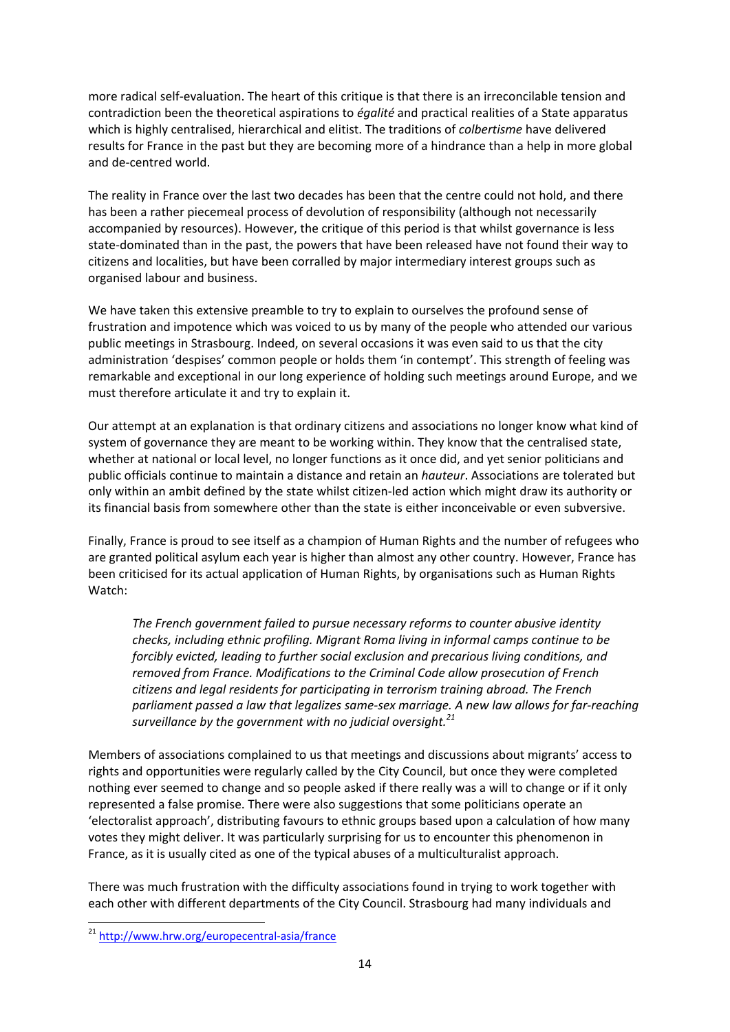more radical self-evaluation. The heart of this critique is that there is an irreconcilable tension and contradiction been the theoretical aspirations to *égalité* and practical realities of a State apparatus which is highly centralised, hierarchical and elitist. The traditions of *colbertisme* have delivered results for France in the past but they are becoming more of a hindrance than a help in more global and de-centred world.

The reality in France over the last two decades has been that the centre could not hold, and there has been a rather piecemeal process of devolution of responsibility (although not necessarily accompanied by resources). However, the critique of this period is that whilst governance is less state-dominated than in the past, the powers that have been released have not found their way to citizens and localities, but have been corralled by major intermediary interest groups such as organised labour and business.

We have taken this extensive preamble to try to explain to ourselves the profound sense of frustration and impotence which was voiced to us by many of the people who attended our various public meetings in Strasbourg. Indeed, on several occasions it was even said to us that the city administration 'despises' common people or holds them 'in contempt'. This strength of feeling was remarkable and exceptional in our long experience of holding such meetings around Europe, and we must therefore articulate it and try to explain it.

Our attempt at an explanation is that ordinary citizens and associations no longer know what kind of system of governance they are meant to be working within. They know that the centralised state, whether at national or local level, no longer functions as it once did, and yet senior politicians and public officials continue to maintain a distance and retain an *hauteur*. Associations are tolerated but only within an ambit defined by the state whilst citizen-led action which might draw its authority or its financial basis from somewhere other than the state is either inconceivable or even subversive.

Finally, France is proud to see itself as a champion of Human Rights and the number of refugees who are granted political asylum each year is higher than almost any other country. However, France has been criticised for its actual application of Human Rights, by organisations such as Human Rights Watch:

> *The French government failed to pursue necessary reforms to counter abusive identity checks, including ethnic profiling. Migrant Roma living in informal camps continue to be forcibly evicted, leading to further social exclusion and precarious living conditions, and removed from France. Modifications to the Criminal Code allow prosecution of French citizens and legal residents for participating in terrorism training abroad. The French parliament passed a law that legalizes same-sex marriage. A new law allows for far-reaching surveillance by the government with no judicial oversight.*[21]

Members of associations complained to us that meetings and discussions about migrants' access to rights and opportunities were regularly called by the City Council, but once they were completed nothing ever seemed to change and so people asked if there really was a will to change or if it only represented a false promise. There were also suggestions that some politicians operate an 'electoralist approach', distributing favours to ethnic groups based upon a calculation of how many votes they might deliver. It was particularly surprising for us to encounter this phenomenon in France, as it is usually cited as one of the typical abuses of a multiculturalist approach.

There was much frustration with the difficulty associations found in trying to work together with each other with different departments of the City Council. Strasbourg had many individuals and

---

[21] http://www.hrw.org/europecentral-asia/france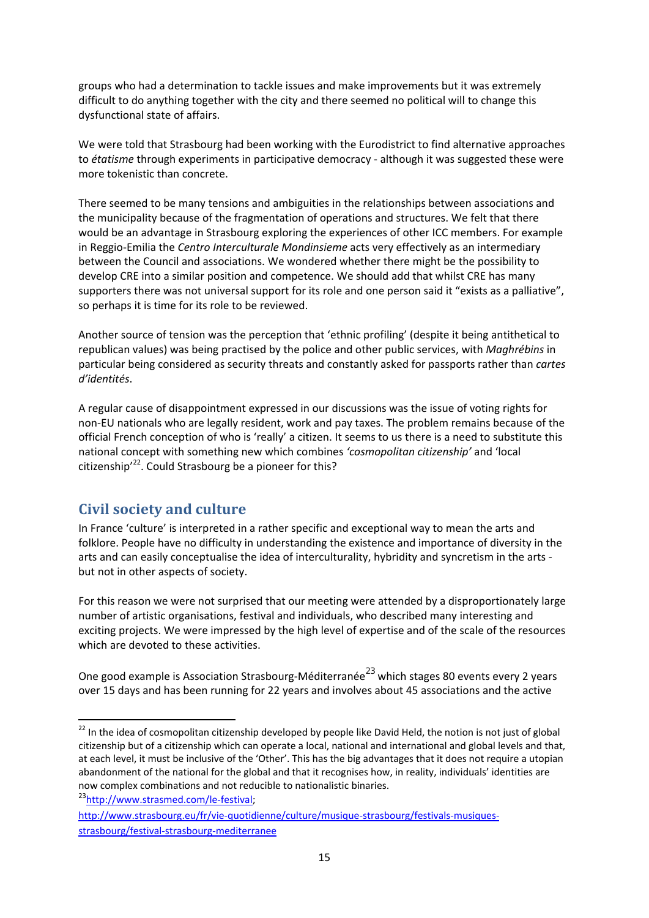groups who had a determination to tackle issues and make improvements but it was extremely difficult to do anything together with the city and there seemed no political will to change this dysfunctional state of affairs.

We were told that Strasbourg had been working with the Eurodistrict to find alternative approaches to *étatisme* through experiments in participative democracy - although it was suggested these were more tokenistic than concrete.

There seemed to be many tensions and ambiguities in the relationships between associations and the municipality because of the fragmentation of operations and structures. We felt that there would be an advantage in Strasbourg exploring the experiences of other ICC members. For example in Reggio-Emilia the *Centro Interculturale Mondinsieme* acts very effectively as an intermediary between the Council and associations. We wondered whether there might be the possibility to develop CRE into a similar position and competence. We should add that whilst CRE has many supporters there was not universal support for its role and one person said it "exists as a palliative", so perhaps it is time for its role to be reviewed.

Another source of tension was the perception that 'ethnic profiling' (despite it being antithetical to republican values) was being practised by the police and other public services, with *Maghrébins* in particular being considered as security threats and constantly asked for passports rather than *cartes d'identités*.

A regular cause of disappointment expressed in our discussions was the issue of voting rights for non-EU nationals who are legally resident, work and pay taxes. The problem remains because of the official French conception of who is 'really' a citizen. It seems to us there is a need to substitute this national concept with something new which combines *'cosmopolitan citizenship'* and 'local citizenship'[22]. Could Strasbourg be a pioneer for this?

## Civil society and culture

In France 'culture' is interpreted in a rather specific and exceptional way to mean the arts and folklore. People have no difficulty in understanding the existence and importance of diversity in the arts and can easily conceptualise the idea of interculturality, hybridity and syncretism in the arts - but not in other aspects of society.

For this reason we were not surprised that our meeting were attended by a disproportionately large number of artistic organisations, festival and individuals, who described many interesting and exciting projects. We were impressed by the high level of expertise and of the scale of the resources which are devoted to these activities.

One good example is Association Strasbourg-Méditerranée[23] which stages 80 events every 2 years over 15 days and has been running for 22 years and involves about 45 associations and the active

---

[22] In the idea of cosmopolitan citizenship developed by people like David Held, the notion is not just of global citizenship but of a citizenship which can operate a local, national and international and global levels and that, at each level, it must be inclusive of the 'Other'. This has the big advantages that it does not require a utopian abandonment of the national for the global and that it recognises how, in reality, individuals' identities are now complex combinations and not reducible to nationalistic binaries.

[23] http://www.strasmed.com/le-festival; http://www.strasbourg.eu/fr/vie-quotidienne/culture/musique-strasbourg/festivals-musiques-strasbourg/festival-strasbourg-mediterranee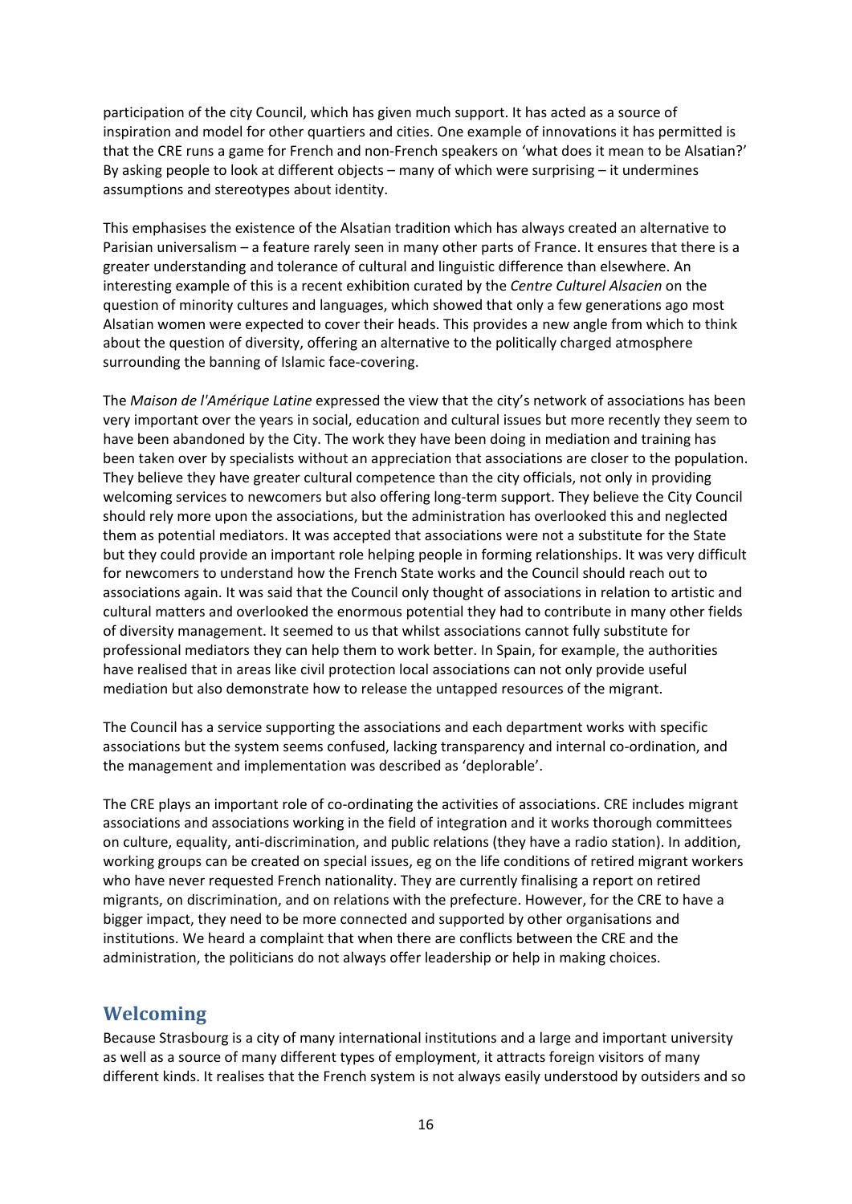participation of the city Council, which has given much support. It has acted as a source of inspiration and model for other quartiers and cities. One example of innovations it has permitted is that the CRE runs a game for French and non-French speakers on 'what does it mean to be Alsatian?' By asking people to look at different objects – many of which were surprising – it undermines assumptions and stereotypes about identity.

This emphasises the existence of the Alsatian tradition which has always created an alternative to Parisian universalism – a feature rarely seen in many other parts of France. It ensures that there is a greater understanding and tolerance of cultural and linguistic difference than elsewhere. An interesting example of this is a recent exhibition curated by the *Centre Culturel Alsacien* on the question of minority cultures and languages, which showed that only a few generations ago most Alsatian women were expected to cover their heads. This provides a new angle from which to think about the question of diversity, offering an alternative to the politically charged atmosphere surrounding the banning of Islamic face-covering.

The *Maison de l'Amérique Latine* expressed the view that the city's network of associations has been very important over the years in social, education and cultural issues but more recently they seem to have been abandoned by the City. The work they have been doing in mediation and training has been taken over by specialists without an appreciation that associations are closer to the population. They believe they have greater cultural competence than the city officials, not only in providing welcoming services to newcomers but also offering long-term support. They believe the City Council should rely more upon the associations, but the administration has overlooked this and neglected them as potential mediators. It was accepted that associations were not a substitute for the State but they could provide an important role helping people in forming relationships. It was very difficult for newcomers to understand how the French State works and the Council should reach out to associations again. It was said that the Council only thought of associations in relation to artistic and cultural matters and overlooked the enormous potential they had to contribute in many other fields of diversity management. It seemed to us that whilst associations cannot fully substitute for professional mediators they can help them to work better. In Spain, for example, the authorities have realised that in areas like civil protection local associations can not only provide useful mediation but also demonstrate how to release the untapped resources of the migrant.

The Council has a service supporting the associations and each department works with specific associations but the system seems confused, lacking transparency and internal co-ordination, and the management and implementation was described as 'deplorable'.

The CRE plays an important role of co-ordinating the activities of associations. CRE includes migrant associations and associations working in the field of integration and it works thorough committees on culture, equality, anti-discrimination, and public relations (they have a radio station). In addition, working groups can be created on special issues, eg on the life conditions of retired migrant workers who have never requested French nationality. They are currently finalising a report on retired migrants, on discrimination, and on relations with the prefecture. However, for the CRE to have a bigger impact, they need to be more connected and supported by other organisations and institutions. We heard a complaint that when there are conflicts between the CRE and the administration, the politicians do not always offer leadership or help in making choices.

## Welcoming

Because Strasbourg is a city of many international institutions and a large and important university as well as a source of many different types of employment, it attracts foreign visitors of many different kinds. It realises that the French system is not always easily understood by outsiders and so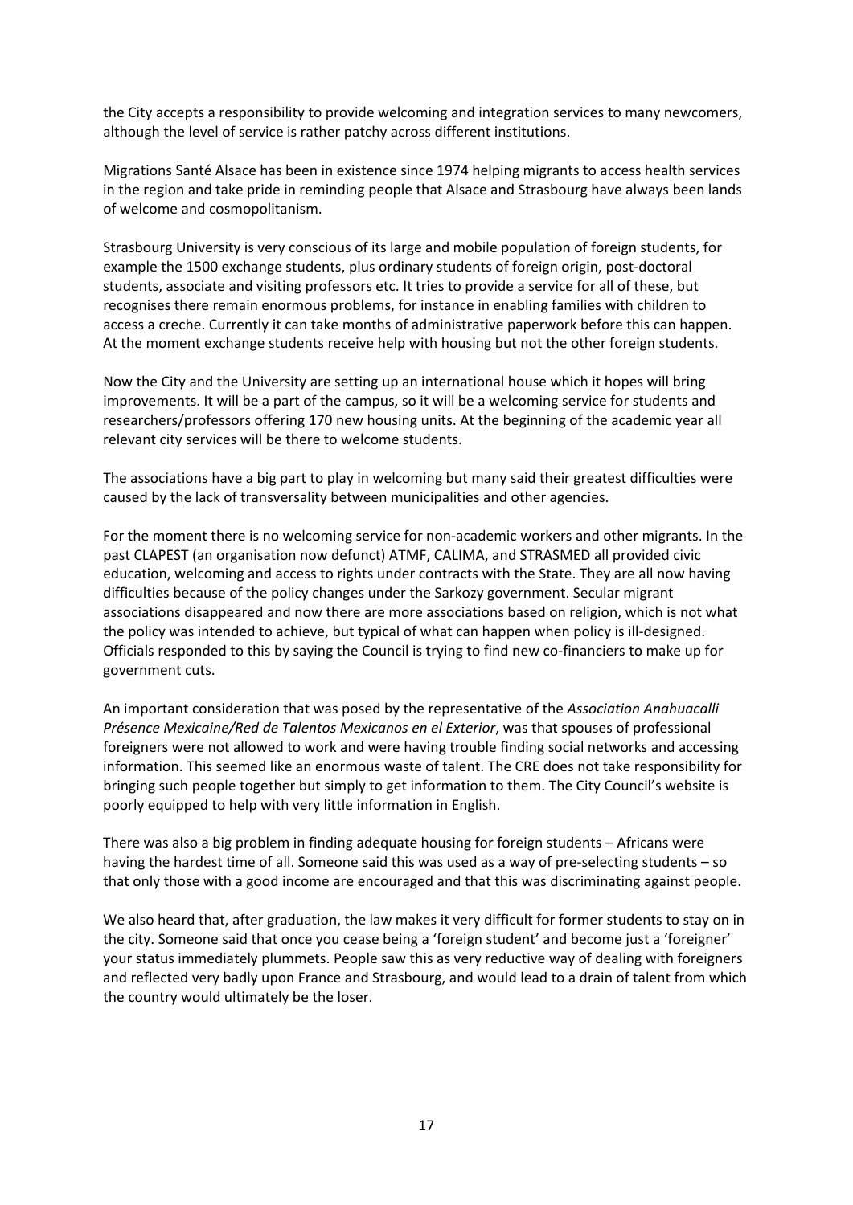the City accepts a responsibility to provide welcoming and integration services to many newcomers, although the level of service is rather patchy across different institutions.

Migrations Santé Alsace has been in existence since 1974 helping migrants to access health services in the region and take pride in reminding people that Alsace and Strasbourg have always been lands of welcome and cosmopolitanism.

Strasbourg University is very conscious of its large and mobile population of foreign students, for example the 1500 exchange students, plus ordinary students of foreign origin, post-doctoral students, associate and visiting professors etc. It tries to provide a service for all of these, but recognises there remain enormous problems, for instance in enabling families with children to access a creche. Currently it can take months of administrative paperwork before this can happen. At the moment exchange students receive help with housing but not the other foreign students.

Now the City and the University are setting up an international house which it hopes will bring improvements. It will be a part of the campus, so it will be a welcoming service for students and researchers/professors offering 170 new housing units. At the beginning of the academic year all relevant city services will be there to welcome students.

The associations have a big part to play in welcoming but many said their greatest difficulties were caused by the lack of transversality between municipalities and other agencies.

For the moment there is no welcoming service for non-academic workers and other migrants. In the past CLAPEST (an organisation now defunct) ATMF, CALIMA, and STRASMED all provided civic education, welcoming and access to rights under contracts with the State. They are all now having difficulties because of the policy changes under the Sarkozy government. Secular migrant associations disappeared and now there are more associations based on religion, which is not what the policy was intended to achieve, but typical of what can happen when policy is ill-designed. Officials responded to this by saying the Council is trying to find new co-financiers to make up for government cuts.

An important consideration that was posed by the representative of the *Association Anahuacalli Présence Mexicaine/Red de Talentos Mexicanos en el Exterior*, was that spouses of professional foreigners were not allowed to work and were having trouble finding social networks and accessing information. This seemed like an enormous waste of talent. The CRE does not take responsibility for bringing such people together but simply to get information to them. The City Council's website is poorly equipped to help with very little information in English.

There was also a big problem in finding adequate housing for foreign students – Africans were having the hardest time of all. Someone said this was used as a way of pre-selecting students – so that only those with a good income are encouraged and that this was discriminating against people.

We also heard that, after graduation, the law makes it very difficult for former students to stay on in the city. Someone said that once you cease being a 'foreign student' and become just a 'foreigner' your status immediately plummets. People saw this as very reductive way of dealing with foreigners and reflected very badly upon France and Strasbourg, and would lead to a drain of talent from which the country would ultimately be the loser.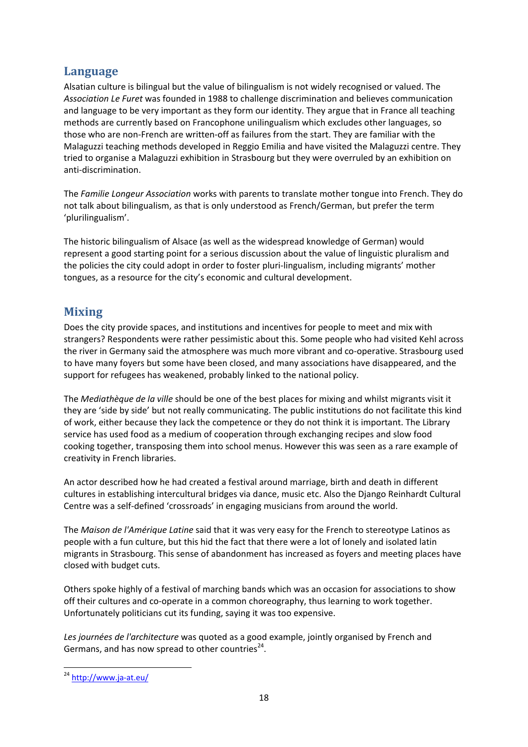## Language

Alsatian culture is bilingual but the value of bilingualism is not widely recognised or valued. The *Association Le Furet* was founded in 1988 to challenge discrimination and believes communication and language to be very important as they form our identity. They argue that in France all teaching methods are currently based on Francophone unilingualism which excludes other languages, so those who are non-French are written-off as failures from the start. They are familiar with the Malaguzzi teaching methods developed in Reggio Emilia and have visited the Malaguzzi centre. They tried to organise a Malaguzzi exhibition in Strasbourg but they were overruled by an exhibition on anti-discrimination.

The *Familie Longeur Association* works with parents to translate mother tongue into French. They do not talk about bilingualism, as that is only understood as French/German, but prefer the term 'plurilingualism'.

The historic bilingualism of Alsace (as well as the widespread knowledge of German) would represent a good starting point for a serious discussion about the value of linguistic pluralism and the policies the city could adopt in order to foster pluri-lingualism, including migrants' mother tongues, as a resource for the city's economic and cultural development.

## Mixing

Does the city provide spaces, and institutions and incentives for people to meet and mix with strangers? Respondents were rather pessimistic about this. Some people who had visited Kehl across the river in Germany said the atmosphere was much more vibrant and co-operative. Strasbourg used to have many foyers but some have been closed, and many associations have disappeared, and the support for refugees has weakened, probably linked to the national policy.

The *Mediathèque de la ville* should be one of the best places for mixing and whilst migrants visit it they are 'side by side' but not really communicating. The public institutions do not facilitate this kind of work, either because they lack the competence or they do not think it is important. The Library service has used food as a medium of cooperation through exchanging recipes and slow food cooking together, transposing them into school menus. However this was seen as a rare example of creativity in French libraries.

An actor described how he had created a festival around marriage, birth and death in different cultures in establishing intercultural bridges via dance, music etc. Also the Django Reinhardt Cultural Centre was a self-defined 'crossroads' in engaging musicians from around the world.

The *Maison de l'Amérique Latine* said that it was very easy for the French to stereotype Latinos as people with a fun culture, but this hid the fact that there were a lot of lonely and isolated latin migrants in Strasbourg. This sense of abandonment has increased as foyers and meeting places have closed with budget cuts.

Others spoke highly of a festival of marching bands which was an occasion for associations to show off their cultures and co-operate in a common choreography, thus learning to work together. Unfortunately politicians cut its funding, saying it was too expensive.

*Les journées de l'architecture* was quoted as a good example, jointly organised by French and Germans, and has now spread to other countries[24].

[24] http://www.ja-at.eu/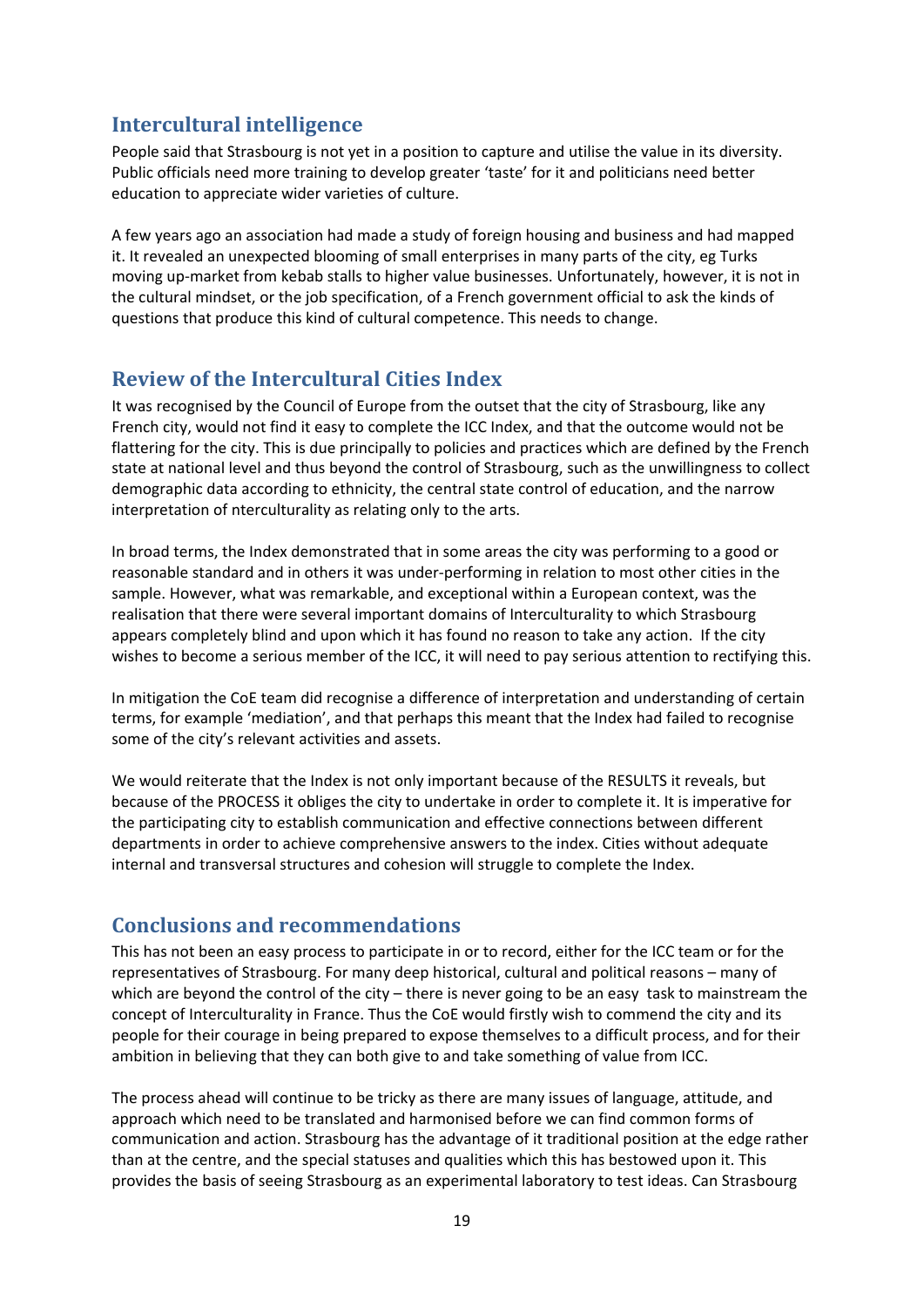## Intercultural intelligence

People said that Strasbourg is not yet in a position to capture and utilise the value in its diversity. Public officials need more training to develop greater 'taste' for it and politicians need better education to appreciate wider varieties of culture.

A few years ago an association had made a study of foreign housing and business and had mapped it. It revealed an unexpected blooming of small enterprises in many parts of the city, eg Turks moving up-market from kebab stalls to higher value businesses. Unfortunately, however, it is not in the cultural mindset, or the job specification, of a French government official to ask the kinds of questions that produce this kind of cultural competence. This needs to change.

## Review of the Intercultural Cities Index

It was recognised by the Council of Europe from the outset that the city of Strasbourg, like any French city, would not find it easy to complete the ICC Index, and that the outcome would not be flattering for the city. This is due principally to policies and practices which are defined by the French state at national level and thus beyond the control of Strasbourg, such as the unwillingness to collect demographic data according to ethnicity, the central state control of education, and the narrow interpretation of nterculturality as relating only to the arts.

In broad terms, the Index demonstrated that in some areas the city was performing to a good or reasonable standard and in others it was under-performing in relation to most other cities in the sample. However, what was remarkable, and exceptional within a European context, was the realisation that there were several important domains of Interculturality to which Strasbourg appears completely blind and upon which it has found no reason to take any action. If the city wishes to become a serious member of the ICC, it will need to pay serious attention to rectifying this.

In mitigation the CoE team did recognise a difference of interpretation and understanding of certain terms, for example 'mediation', and that perhaps this meant that the Index had failed to recognise some of the city's relevant activities and assets.

We would reiterate that the Index is not only important because of the RESULTS it reveals, but because of the PROCESS it obliges the city to undertake in order to complete it. It is imperative for the participating city to establish communication and effective connections between different departments in order to achieve comprehensive answers to the index. Cities without adequate internal and transversal structures and cohesion will struggle to complete the Index.

## Conclusions and recommendations

This has not been an easy process to participate in or to record, either for the ICC team or for the representatives of Strasbourg. For many deep historical, cultural and political reasons – many of which are beyond the control of the city – there is never going to be an easy task to mainstream the concept of Interculturality in France. Thus the CoE would firstly wish to commend the city and its people for their courage in being prepared to expose themselves to a difficult process, and for their ambition in believing that they can both give to and take something of value from ICC.

The process ahead will continue to be tricky as there are many issues of language, attitude, and approach which need to be translated and harmonised before we can find common forms of communication and action. Strasbourg has the advantage of it traditional position at the edge rather than at the centre, and the special statuses and qualities which this has bestowed upon it. This provides the basis of seeing Strasbourg as an experimental laboratory to test ideas. Can Strasbourg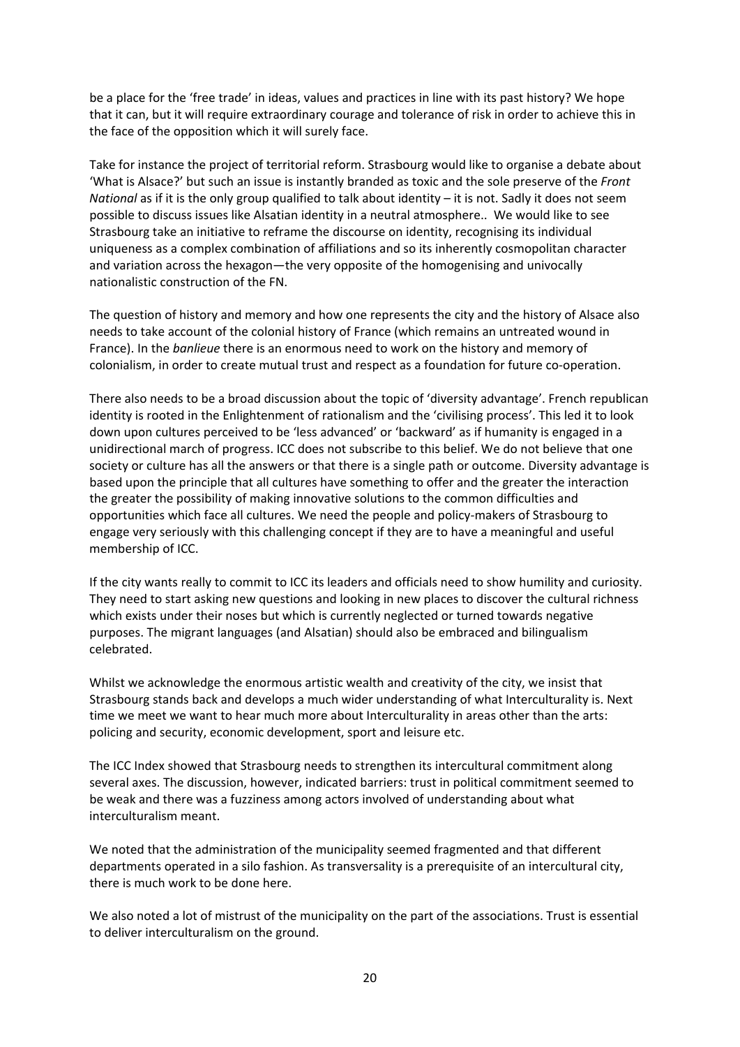be a place for the 'free trade' in ideas, values and practices in line with its past history? We hope that it can, but it will require extraordinary courage and tolerance of risk in order to achieve this in the face of the opposition which it will surely face.

Take for instance the project of territorial reform. Strasbourg would like to organise a debate about 'What is Alsace?' but such an issue is instantly branded as toxic and the sole preserve of the *Front National* as if it is the only group qualified to talk about identity – it is not. Sadly it does not seem possible to discuss issues like Alsatian identity in a neutral atmosphere.. We would like to see Strasbourg take an initiative to reframe the discourse on identity, recognising its individual uniqueness as a complex combination of affiliations and so its inherently cosmopolitan character and variation across the hexagon—the very opposite of the homogenising and univocally nationalistic construction of the FN.

The question of history and memory and how one represents the city and the history of Alsace also needs to take account of the colonial history of France (which remains an untreated wound in France). In the *banlieue* there is an enormous need to work on the history and memory of colonialism, in order to create mutual trust and respect as a foundation for future co-operation.

There also needs to be a broad discussion about the topic of 'diversity advantage'. French republican identity is rooted in the Enlightenment of rationalism and the 'civilising process'. This led it to look down upon cultures perceived to be 'less advanced' or 'backward' as if humanity is engaged in a unidirectional march of progress. ICC does not subscribe to this belief. We do not believe that one society or culture has all the answers or that there is a single path or outcome. Diversity advantage is based upon the principle that all cultures have something to offer and the greater the interaction the greater the possibility of making innovative solutions to the common difficulties and opportunities which face all cultures. We need the people and policy-makers of Strasbourg to engage very seriously with this challenging concept if they are to have a meaningful and useful membership of ICC.

If the city wants really to commit to ICC its leaders and officials need to show humility and curiosity. They need to start asking new questions and looking in new places to discover the cultural richness which exists under their noses but which is currently neglected or turned towards negative purposes. The migrant languages (and Alsatian) should also be embraced and bilingualism celebrated.

Whilst we acknowledge the enormous artistic wealth and creativity of the city, we insist that Strasbourg stands back and develops a much wider understanding of what Interculturality is. Next time we meet we want to hear much more about Interculturality in areas other than the arts: policing and security, economic development, sport and leisure etc.

The ICC Index showed that Strasbourg needs to strengthen its intercultural commitment along several axes. The discussion, however, indicated barriers: trust in political commitment seemed to be weak and there was a fuzziness among actors involved of understanding about what interculturalism meant.

We noted that the administration of the municipality seemed fragmented and that different departments operated in a silo fashion. As transversality is a prerequisite of an intercultural city, there is much work to be done here.

We also noted a lot of mistrust of the municipality on the part of the associations. Trust is essential to deliver interculturalism on the ground.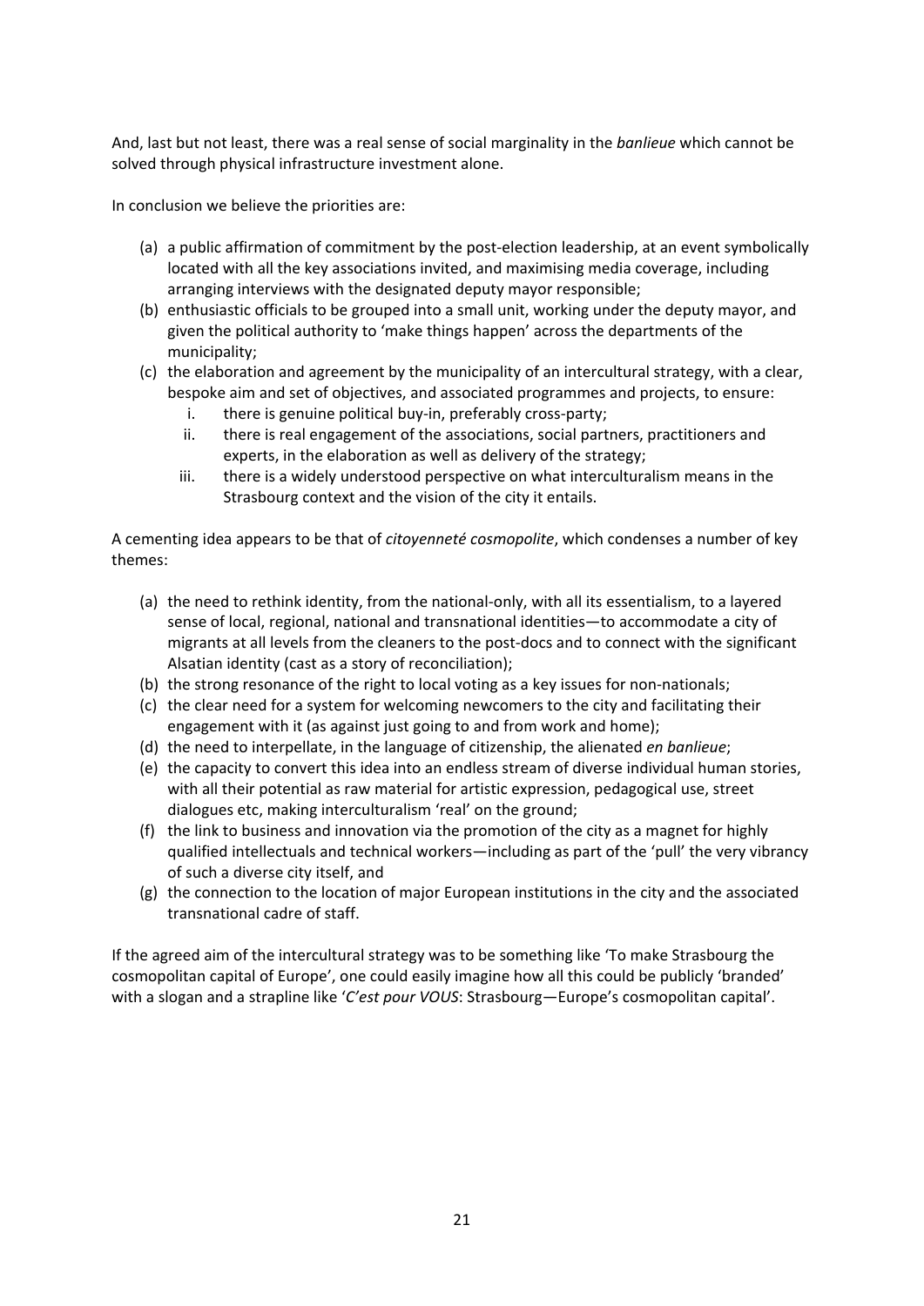And, last but not least, there was a real sense of social marginality in the *banlieue* which cannot be solved through physical infrastructure investment alone.

In conclusion we believe the priorities are:

(a) a public affirmation of commitment by the post-election leadership, at an event symbolically located with all the key associations invited, and maximising media coverage, including arranging interviews with the designated deputy mayor responsible;
(b) enthusiastic officials to be grouped into a small unit, working under the deputy mayor, and given the political authority to 'make things happen' across the departments of the municipality;
(c) the elaboration and agreement by the municipality of an intercultural strategy, with a clear, bespoke aim and set of objectives, and associated programmes and projects, to ensure:
    i. there is genuine political buy-in, preferably cross-party;
    ii. there is real engagement of the associations, social partners, practitioners and experts, in the elaboration as well as delivery of the strategy;
    iii. there is a widely understood perspective on what interculturalism means in the Strasbourg context and the vision of the city it entails.

A cementing idea appears to be that of *citoyenneté cosmopolite*, which condenses a number of key themes:

(a) the need to rethink identity, from the national-only, with all its essentialism, to a layered sense of local, regional, national and transnational identities—to accommodate a city of migrants at all levels from the cleaners to the post-docs and to connect with the significant Alsatian identity (cast as a story of reconciliation);
(b) the strong resonance of the right to local voting as a key issues for non-nationals;
(c) the clear need for a system for welcoming newcomers to the city and facilitating their engagement with it (as against just going to and from work and home);
(d) the need to interpellate, in the language of citizenship, the alienated *en banlieue*;
(e) the capacity to convert this idea into an endless stream of diverse individual human stories, with all their potential as raw material for artistic expression, pedagogical use, street dialogues etc, making interculturalism 'real' on the ground;
(f) the link to business and innovation via the promotion of the city as a magnet for highly qualified intellectuals and technical workers—including as part of the 'pull' the very vibrancy of such a diverse city itself, and
(g) the connection to the location of major European institutions in the city and the associated transnational cadre of staff.

If the agreed aim of the intercultural strategy was to be something like 'To make Strasbourg the cosmopolitan capital of Europe', one could easily imagine how all this could be publicly 'branded' with a slogan and a strapline like '*C'est pour VOUS*: Strasbourg—Europe's cosmopolitan capital'.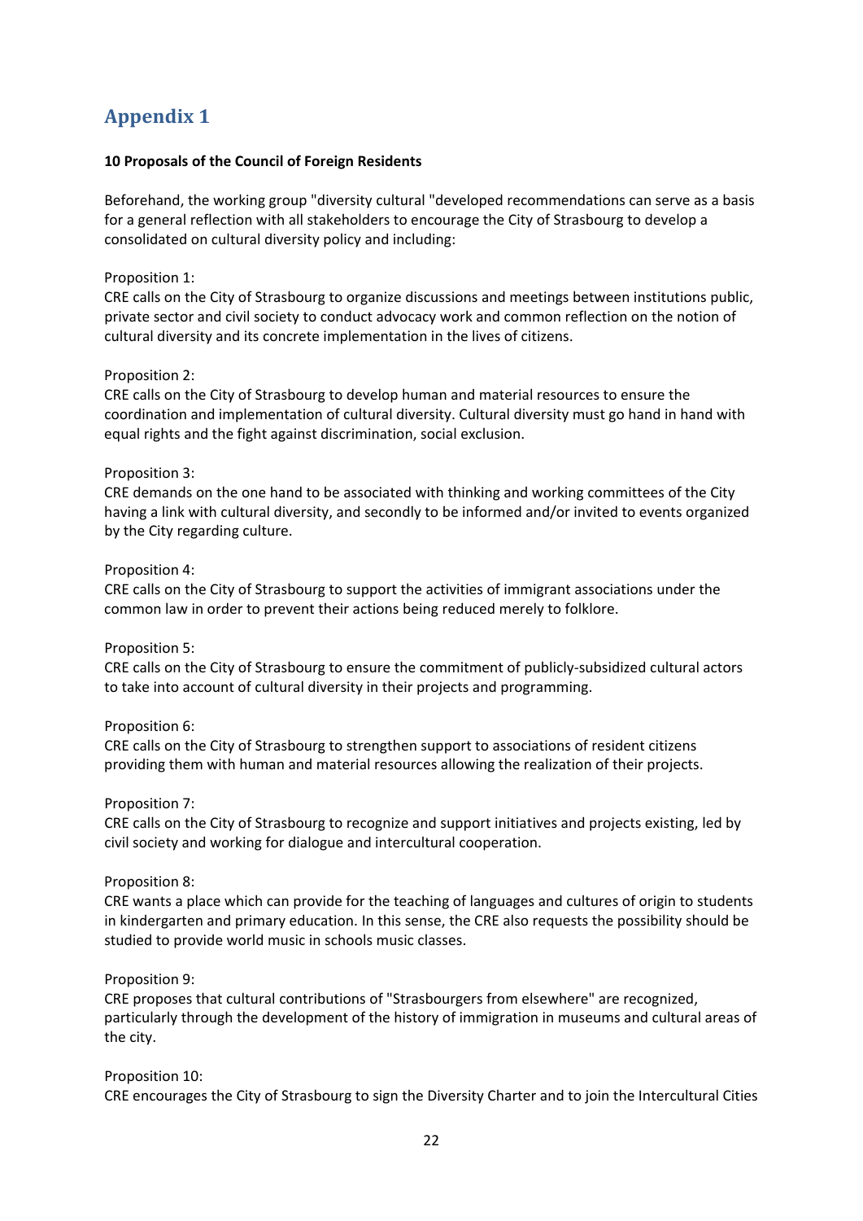# Appendix 1

**10 Proposals of the Council of Foreign Residents**

Beforehand, the working group "diversity cultural "developed recommendations can serve as a basis for a general reflection with all stakeholders to encourage the City of Strasbourg to develop a consolidated on cultural diversity policy and including:

Proposition 1:
CRE calls on the City of Strasbourg to organize discussions and meetings between institutions public, private sector and civil society to conduct advocacy work and common reflection on the notion of cultural diversity and its concrete implementation in the lives of citizens.

Proposition 2:
CRE calls on the City of Strasbourg to develop human and material resources to ensure the coordination and implementation of cultural diversity. Cultural diversity must go hand in hand with equal rights and the fight against discrimination, social exclusion.

Proposition 3:
CRE demands on the one hand to be associated with thinking and working committees of the City having a link with cultural diversity, and secondly to be informed and/or invited to events organized by the City regarding culture.

Proposition 4:
CRE calls on the City of Strasbourg to support the activities of immigrant associations under the common law in order to prevent their actions being reduced merely to folklore.

Proposition 5:
CRE calls on the City of Strasbourg to ensure the commitment of publicly-subsidized cultural actors to take into account of cultural diversity in their projects and programming.

Proposition 6:
CRE calls on the City of Strasbourg to strengthen support to associations of resident citizens providing them with human and material resources allowing the realization of their projects.

Proposition 7:
CRE calls on the City of Strasbourg to recognize and support initiatives and projects existing, led by civil society and working for dialogue and intercultural cooperation.

Proposition 8:
CRE wants a place which can provide for the teaching of languages and cultures of origin to students in kindergarten and primary education. In this sense, the CRE also requests the possibility should be studied to provide world music in schools music classes.

Proposition 9:
CRE proposes that cultural contributions of "Strasbourgers from elsewhere" are recognized, particularly through the development of the history of immigration in museums and cultural areas of the city.

Proposition 10:
CRE encourages the City of Strasbourg to sign the Diversity Charter and to join the Intercultural Cities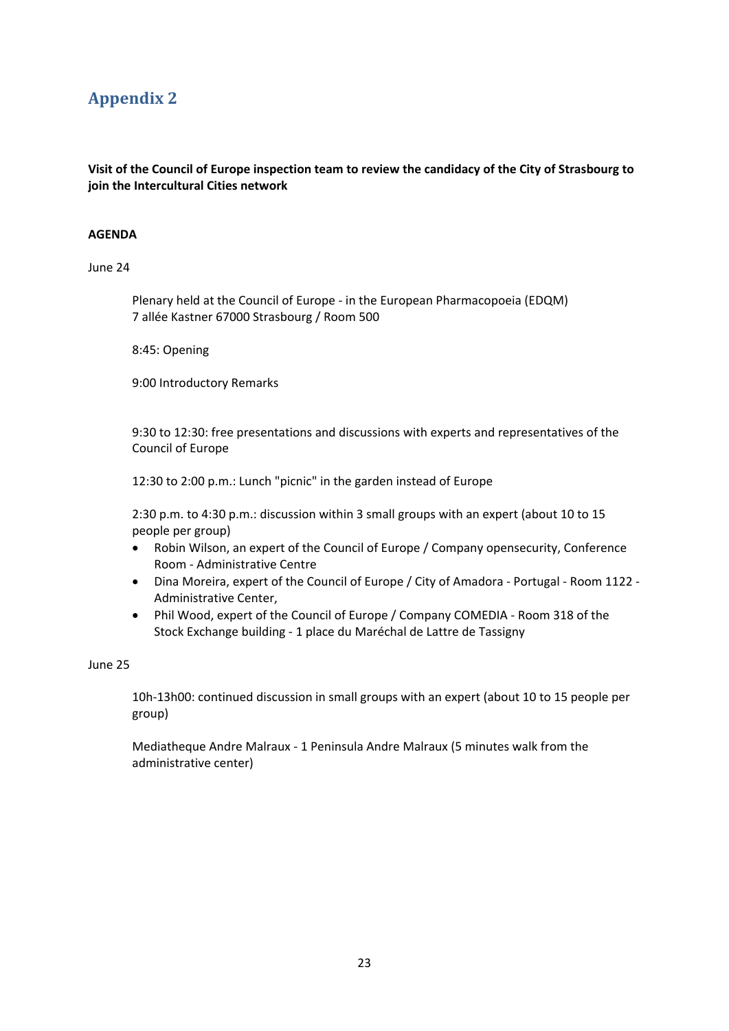# Appendix 2

**Visit of the Council of Europe inspection team to review the candidacy of the City of Strasbourg to join the Intercultural Cities network**

**AGENDA**

June 24

Plenary held at the Council of Europe - in the European Pharmacopoeia (EDQM)
7 allée Kastner 67000 Strasbourg / Room 500

8:45: Opening

9:00 Introductory Remarks

9:30 to 12:30: free presentations and discussions with experts and representatives of the Council of Europe

12:30 to 2:00 p.m.: Lunch "picnic" in the garden instead of Europe

2:30 p.m. to 4:30 p.m.: discussion within 3 small groups with an expert (about 10 to 15 people per group)

- Robin Wilson, an expert of the Council of Europe / Company opensecurity, Conference Room - Administrative Centre
- Dina Moreira, expert of the Council of Europe / City of Amadora - Portugal - Room 1122 - Administrative Center,
- Phil Wood, expert of the Council of Europe / Company COMEDIA - Room 318 of the Stock Exchange building - 1 place du Maréchal de Lattre de Tassigny

June 25

10h-13h00: continued discussion in small groups with an expert (about 10 to 15 people per group)

Mediatheque Andre Malraux - 1 Peninsula Andre Malraux (5 minutes walk from the administrative center)